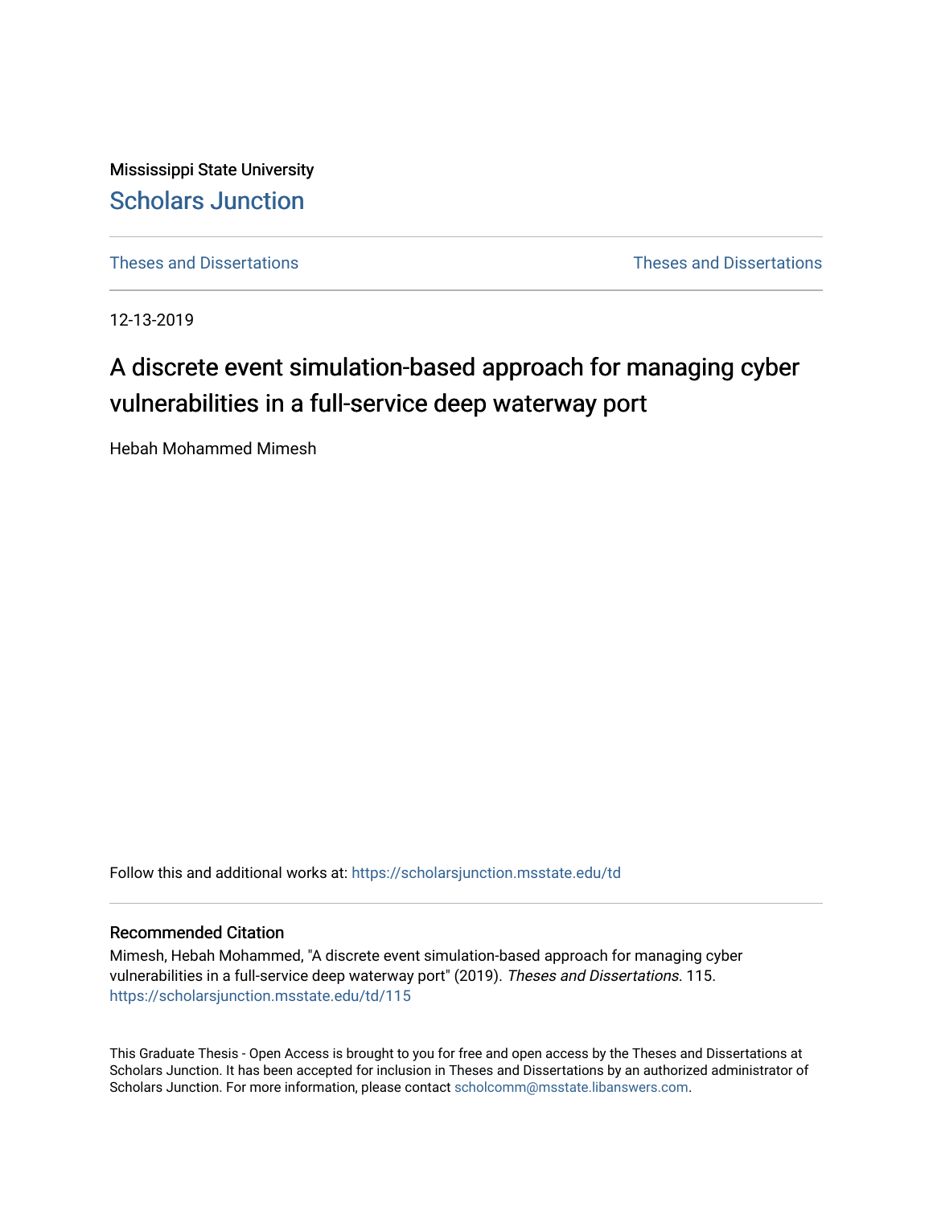Mississippi State University

Scholars Junction

Theses and Dissertations

Theses and Dissertations

12-13-2019

# A discrete event simulation-based approach for managing cyber vulnerabilities in a full-service deep waterway port

Hebah Mohammed Mimesh

Follow this and additional works at: https://scholarsjunction.msstate.edu/td

## Recommended Citation

Mimesh, Hebah Mohammed, "A discrete event simulation-based approach for managing cyber vulnerabilities in a full-service deep waterway port" (2019). *Theses and Dissertations*. 115.
https://scholarsjunction.msstate.edu/td/115

This Graduate Thesis - Open Access is brought to you for free and open access by the Theses and Dissertations at Scholars Junction. It has been accepted for inclusion in Theses and Dissertations by an authorized administrator of Scholars Junction. For more information, please contact scholcomm@msstate.libanswers.com.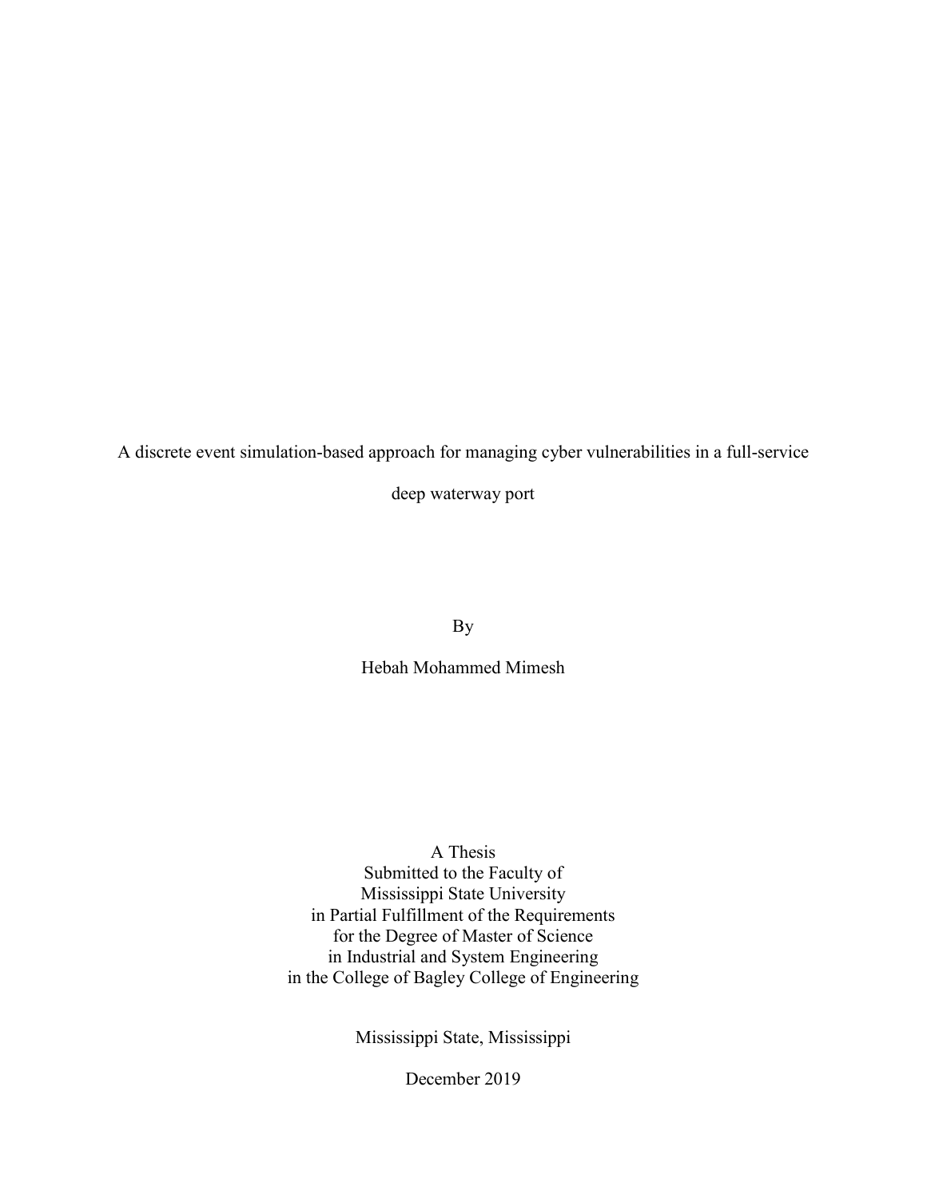A discrete event simulation-based approach for managing cyber vulnerabilities in a full-service deep waterway port

By

Hebah Mohammed Mimesh

A Thesis
Submitted to the Faculty of
Mississippi State University
in Partial Fulfillment of the Requirements
for the Degree of Master of Science
in Industrial and System Engineering
in the College of Bagley College of Engineering

Mississippi State, Mississippi

December 2019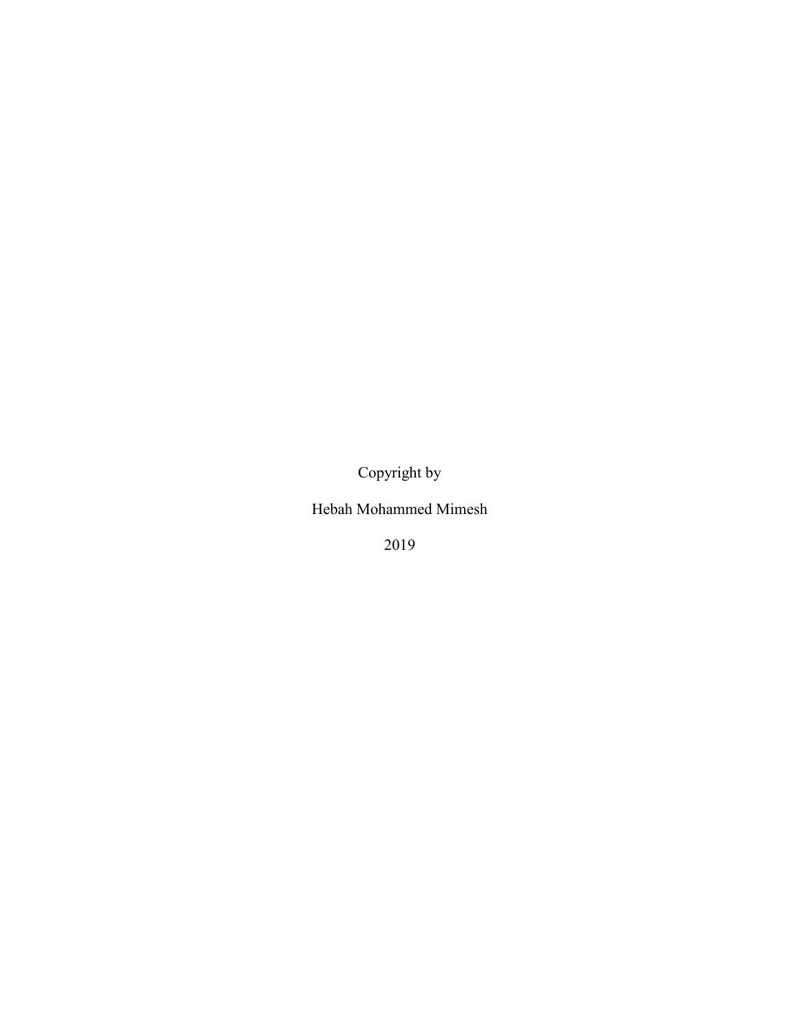Copyright by

Hebah Mohammed Mimesh

2019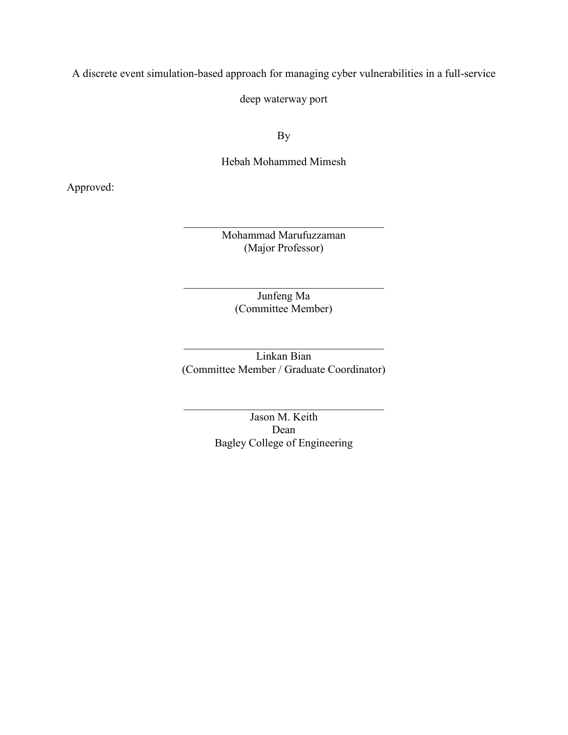A discrete event simulation-based approach for managing cyber vulnerabilities in a full-service deep waterway port

By

Hebah Mohammed Mimesh

Approved:

\_\_\_\_\_\_\_\_\_\_\_\_\_\_\_\_\_\_\_\_\_\_\_\_\_\_\_\_\_\_\_\_\_\_\_\_\_\_\_\_\_\_\_\_\_\_\_\_\_\_\_\_

Mohammad Marufuzzaman
(Major Professor)

\_\_\_\_\_\_\_\_\_\_\_\_\_\_\_\_\_\_\_\_\_\_\_\_\_\_\_\_\_\_\_\_\_\_\_\_\_\_\_\_\_\_\_\_\_\_\_\_\_\_\_\_

Junfeng Ma
(Committee Member)

\_\_\_\_\_\_\_\_\_\_\_\_\_\_\_\_\_\_\_\_\_\_\_\_\_\_\_\_\_\_\_\_\_\_\_\_\_\_\_\_\_\_\_\_\_\_\_\_\_\_\_\_

Linkan Bian
(Committee Member / Graduate Coordinator)

\_\_\_\_\_\_\_\_\_\_\_\_\_\_\_\_\_\_\_\_\_\_\_\_\_\_\_\_\_\_\_\_\_\_\_\_\_\_\_\_\_\_\_\_\_\_\_\_\_\_\_\_

Jason M. Keith
Dean
Bagley College of Engineering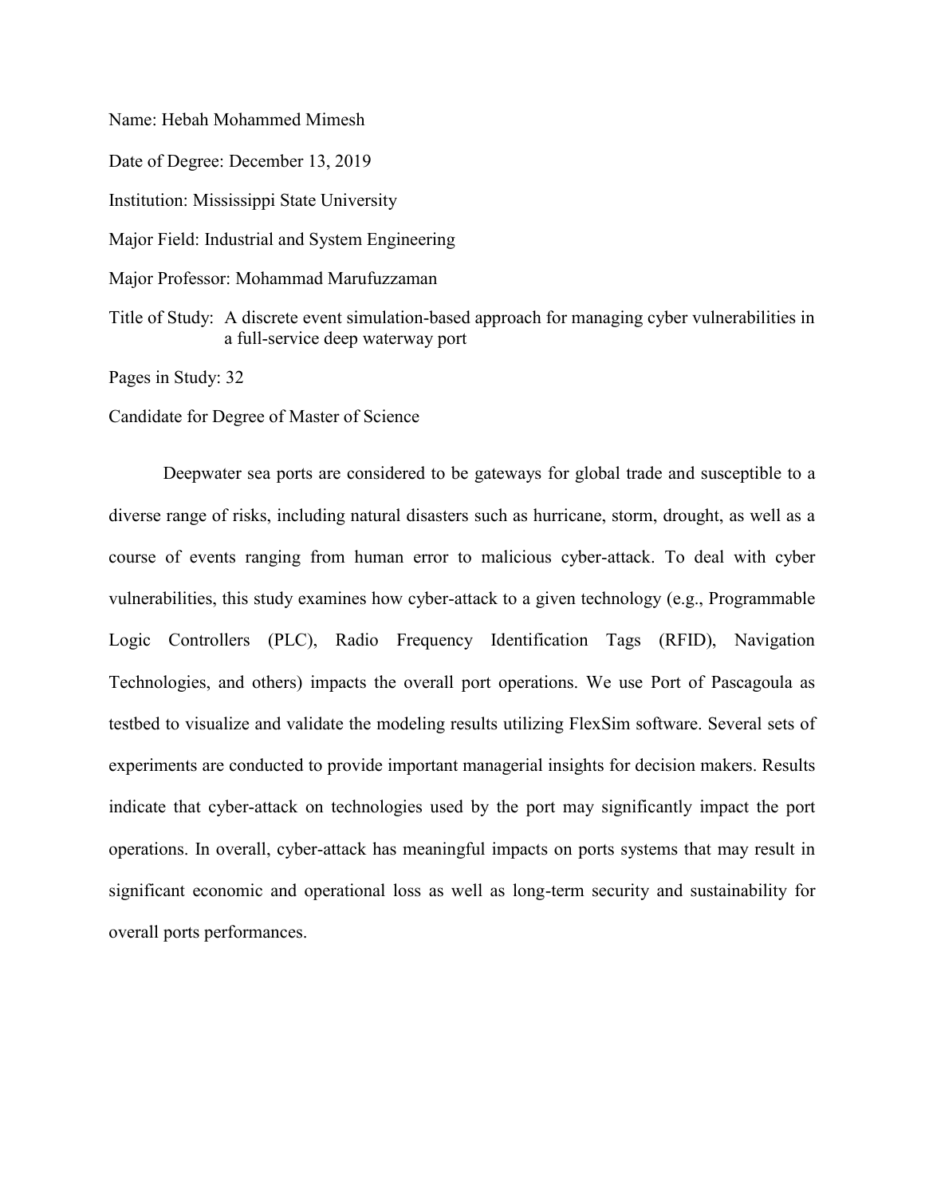Name: Hebah Mohammed Mimesh

Date of Degree: December 13, 2019

Institution: Mississippi State University

Major Field: Industrial and System Engineering

Major Professor: Mohammad Marufuzzaman

Title of Study: A discrete event simulation-based approach for managing cyber vulnerabilities in a full-service deep waterway port

Pages in Study: 32

Candidate for Degree of Master of Science

Deepwater sea ports are considered to be gateways for global trade and susceptible to a diverse range of risks, including natural disasters such as hurricane, storm, drought, as well as a course of events ranging from human error to malicious cyber-attack. To deal with cyber vulnerabilities, this study examines how cyber-attack to a given technology (e.g., Programmable Logic Controllers (PLC), Radio Frequency Identification Tags (RFID), Navigation Technologies, and others) impacts the overall port operations. We use Port of Pascagoula as testbed to visualize and validate the modeling results utilizing FlexSim software. Several sets of experiments are conducted to provide important managerial insights for decision makers. Results indicate that cyber-attack on technologies used by the port may significantly impact the port operations. In overall, cyber-attack has meaningful impacts on ports systems that may result in significant economic and operational loss as well as long-term security and sustainability for overall ports performances.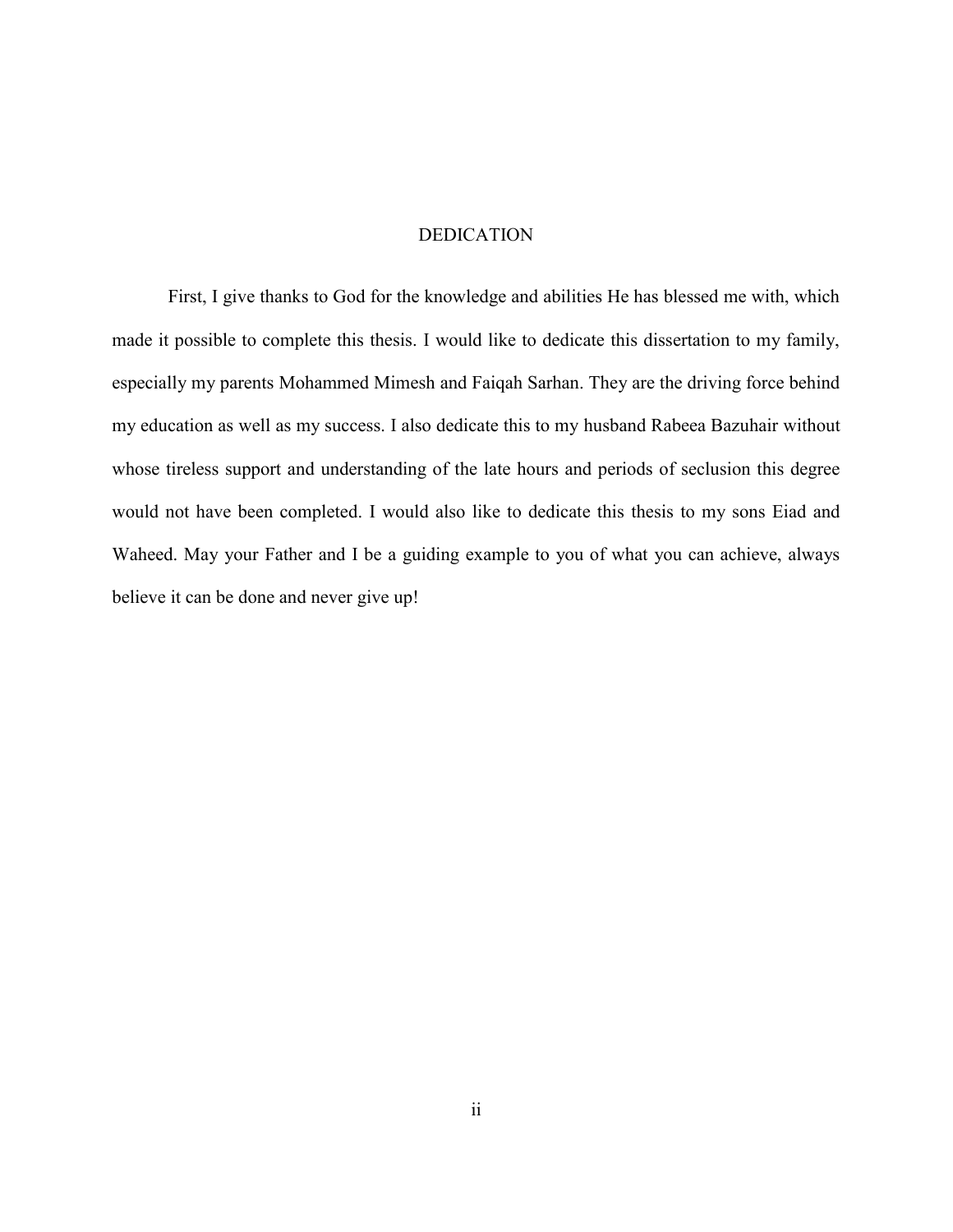# DEDICATION

First, I give thanks to God for the knowledge and abilities He has blessed me with, which made it possible to complete this thesis. I would like to dedicate this dissertation to my family, especially my parents Mohammed Mimesh and Faiqah Sarhan. They are the driving force behind my education as well as my success. I also dedicate this to my husband Rabeea Bazuhair without whose tireless support and understanding of the late hours and periods of seclusion this degree would not have been completed. I would also like to dedicate this thesis to my sons Eiad and Waheed. May your Father and I be a guiding example to you of what you can achieve, always believe it can be done and never give up!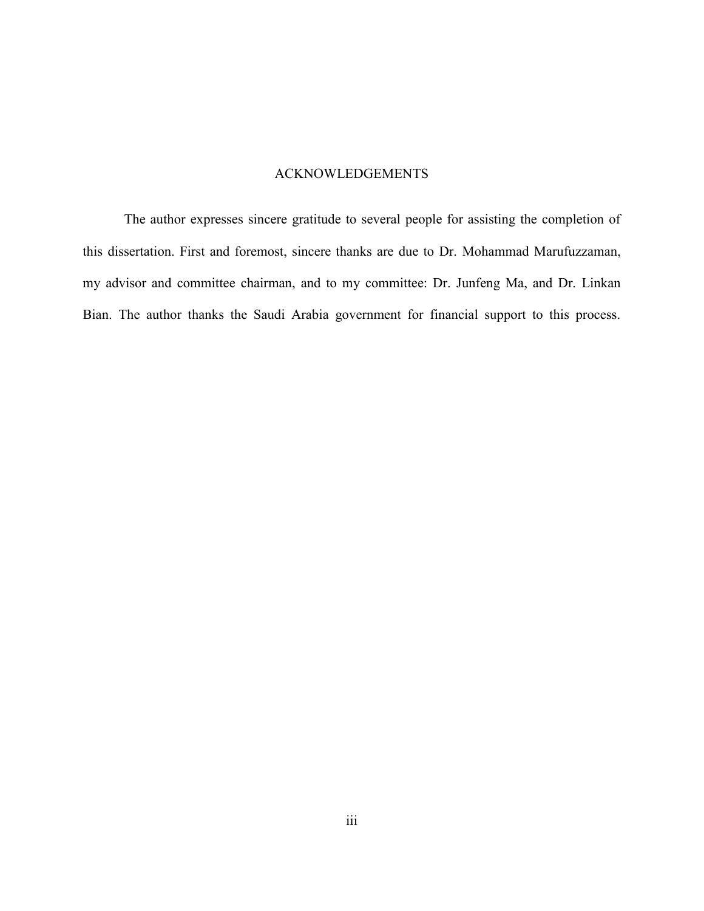# ACKNOWLEDGEMENTS

The author expresses sincere gratitude to several people for assisting the completion of this dissertation. First and foremost, sincere thanks are due to Dr. Mohammad Marufuzzaman, my advisor and committee chairman, and to my committee: Dr. Junfeng Ma, and Dr. Linkan Bian. The author thanks the Saudi Arabia government for financial support to this process.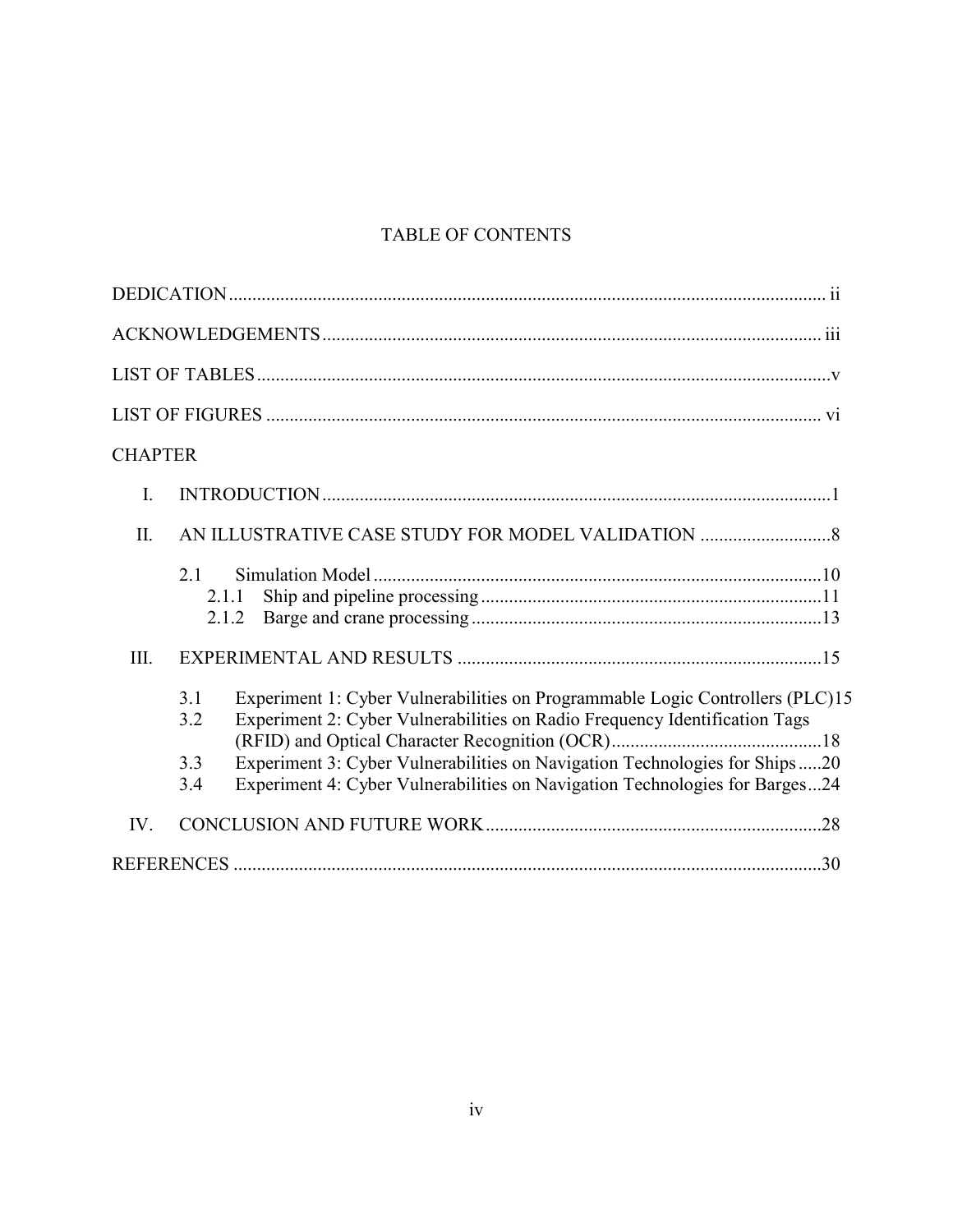# TABLE OF CONTENTS

DEDICATION ..... ii

ACKNOWLEDGEMENTS ..... iii

LIST OF TABLES ..... v

LIST OF FIGURES ..... vi

CHAPTER

I. INTRODUCTION ..... 1

II. AN ILLUSTRATIVE CASE STUDY FOR MODEL VALIDATION ..... 8

- 2.1 Simulation Model ..... 10
  - 2.1.1 Ship and pipeline processing ..... 11
  - 2.1.2 Barge and crane processing ..... 13

III. EXPERIMENTAL AND RESULTS ..... 15

- 3.1 Experiment 1: Cyber Vulnerabilities on Programmable Logic Controllers (PLC) ..... 15
- 3.2 Experiment 2: Cyber Vulnerabilities on Radio Frequency Identification Tags (RFID) and Optical Character Recognition (OCR) ..... 18
- 3.3 Experiment 3: Cyber Vulnerabilities on Navigation Technologies for Ships ..... 20
- 3.4 Experiment 4: Cyber Vulnerabilities on Navigation Technologies for Barges ..... 24

IV. CONCLUSION AND FUTURE WORK ..... 28

REFERENCES ..... 30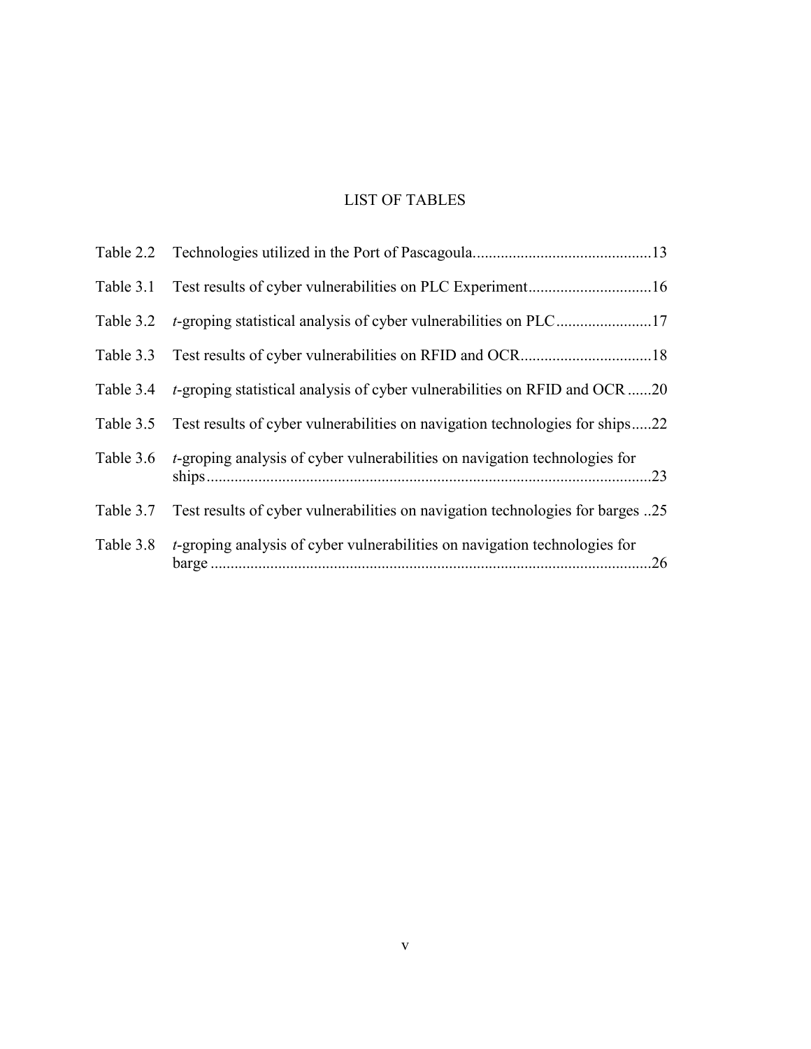# LIST OF TABLES

Table 2.2 Technologies utilized in the Port of Pascagoula............................................13

Table 3.1 Test results of cyber vulnerabilities on PLC Experiment...............................16

Table 3.2 *t*-groping statistical analysis of cyber vulnerabilities on PLC........................17

Table 3.3 Test results of cyber vulnerabilities on RFID and OCR.................................18

Table 3.4 *t*-groping statistical analysis of cyber vulnerabilities on RFID and OCR ......20

Table 3.5 Test results of cyber vulnerabilities on navigation technologies for ships.....22

Table 3.6 *t*-groping analysis of cyber vulnerabilities on navigation technologies for ships...............................................................................................................23

Table 3.7 Test results of cyber vulnerabilities on navigation technologies for barges ..25

Table 3.8 *t*-groping analysis of cyber vulnerabilities on navigation technologies for barge ..............................................................................................................26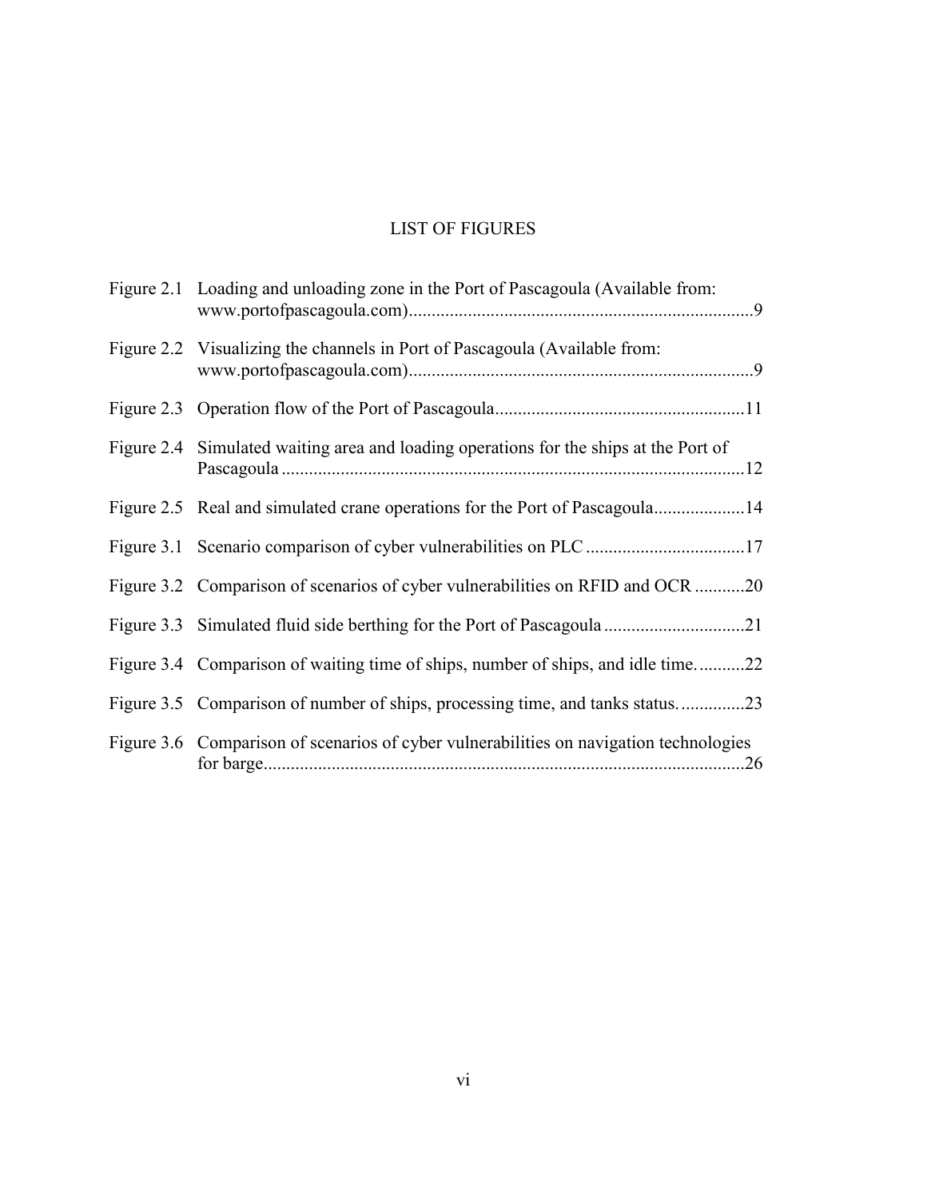# LIST OF FIGURES

Figure 2.1 Loading and unloading zone in the Port of Pascagoula (Available from: www.portofpascagoula.com)...........................................................................9

Figure 2.2 Visualizing the channels in Port of Pascagoula (Available from: www.portofpascagoula.com)...........................................................................9

Figure 2.3 Operation flow of the Port of Pascagoula......................................................11

Figure 2.4 Simulated waiting area and loading operations for the ships at the Port of Pascagoula .....................................................................................................12

Figure 2.5 Real and simulated crane operations for the Port of Pascagoula....................14

Figure 3.1 Scenario comparison of cyber vulnerabilities on PLC ...................................17

Figure 3.2 Comparison of scenarios of cyber vulnerabilities on RFID and OCR ...........20

Figure 3.3 Simulated fluid side berthing for the Port of Pascagoula ...............................21

Figure 3.4 Comparison of waiting time of ships, number of ships, and idle time. ..........22

Figure 3.5 Comparison of number of ships, processing time, and tanks status. ..............23

Figure 3.6 Comparison of scenarios of cyber vulnerabilities on navigation technologies for barge.........................................................................................................26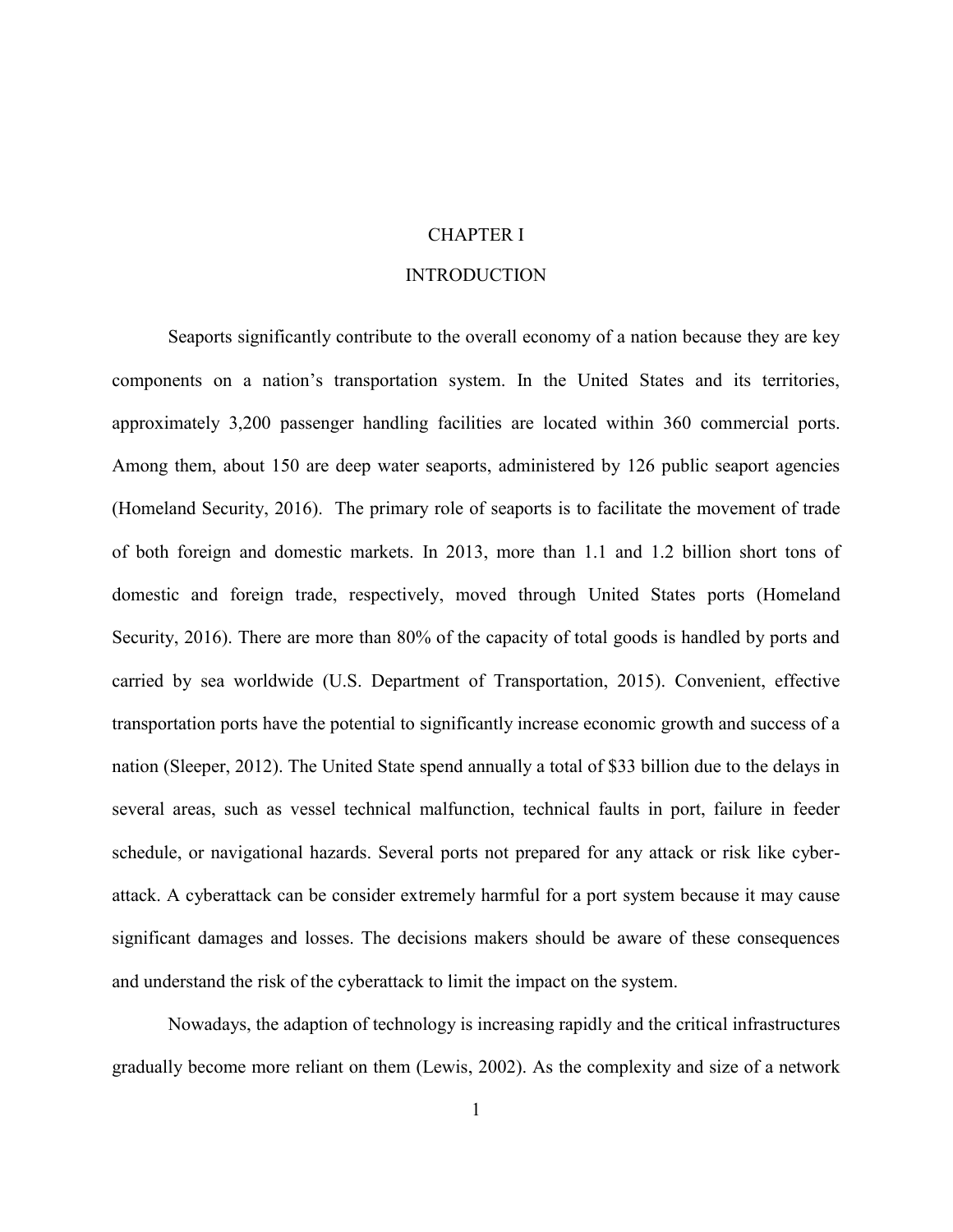# CHAPTER I

# INTRODUCTION

Seaports significantly contribute to the overall economy of a nation because they are key components on a nation's transportation system. In the United States and its territories, approximately 3,200 passenger handling facilities are located within 360 commercial ports. Among them, about 150 are deep water seaports, administered by 126 public seaport agencies (Homeland Security, 2016). The primary role of seaports is to facilitate the movement of trade of both foreign and domestic markets. In 2013, more than 1.1 and 1.2 billion short tons of domestic and foreign trade, respectively, moved through United States ports (Homeland Security, 2016). There are more than 80% of the capacity of total goods is handled by ports and carried by sea worldwide (U.S. Department of Transportation, 2015). Convenient, effective transportation ports have the potential to significantly increase economic growth and success of a nation (Sleeper, 2012). The United State spend annually a total of $33 billion due to the delays in several areas, such as vessel technical malfunction, technical faults in port, failure in feeder schedule, or navigational hazards. Several ports not prepared for any attack or risk like cyber-attack. A cyberattack can be consider extremely harmful for a port system because it may cause significant damages and losses. The decisions makers should be aware of these consequences and understand the risk of the cyberattack to limit the impact on the system.

Nowadays, the adaption of technology is increasing rapidly and the critical infrastructures gradually become more reliant on them (Lewis, 2002). As the complexity and size of a network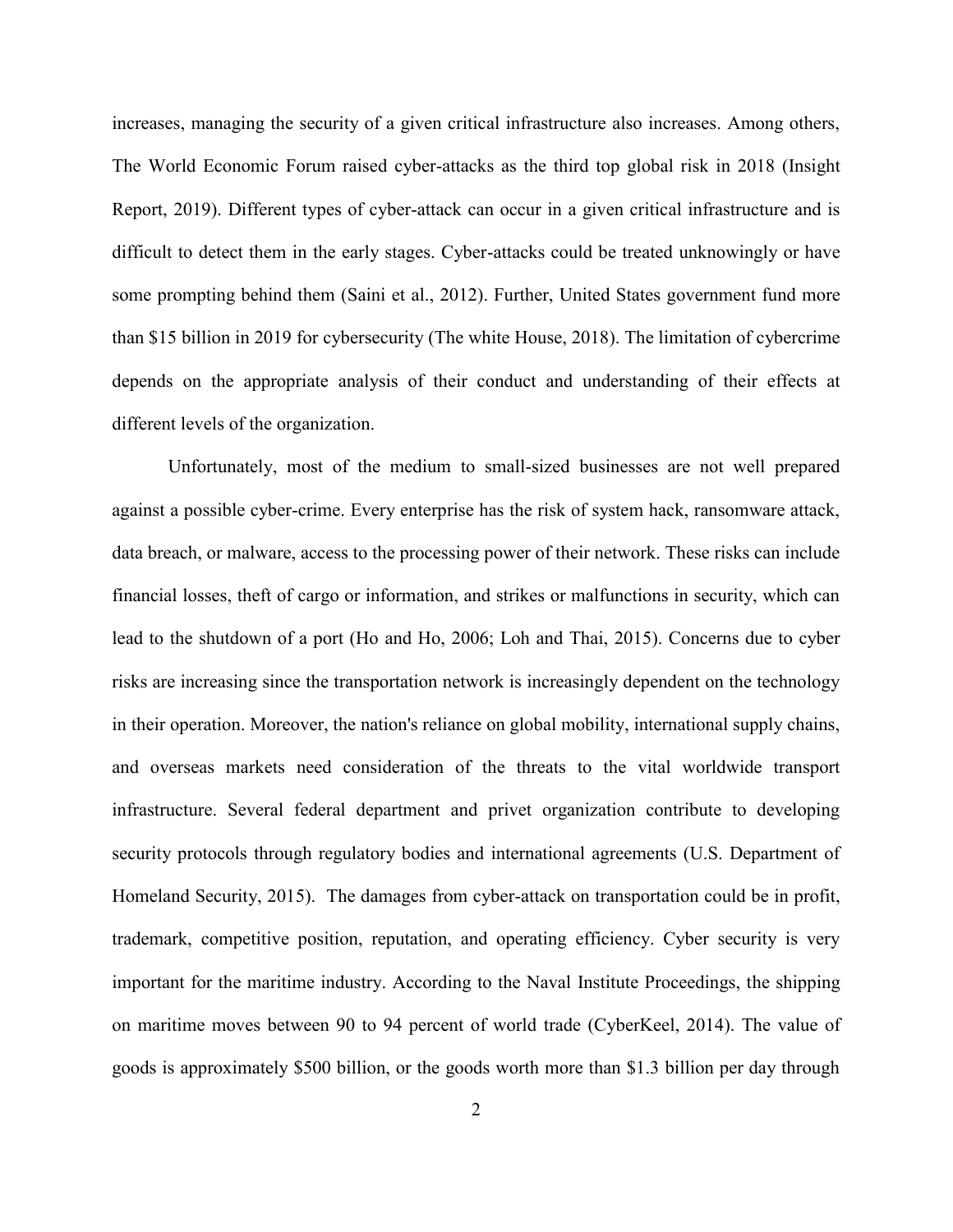increases, managing the security of a given critical infrastructure also increases. Among others, The World Economic Forum raised cyber-attacks as the third top global risk in 2018 (Insight Report, 2019). Different types of cyber-attack can occur in a given critical infrastructure and is difficult to detect them in the early stages. Cyber-attacks could be treated unknowingly or have some prompting behind them (Saini et al., 2012). Further, United States government fund more than $15 billion in 2019 for cybersecurity (The white House, 2018). The limitation of cybercrime depends on the appropriate analysis of their conduct and understanding of their effects at different levels of the organization.

Unfortunately, most of the medium to small-sized businesses are not well prepared against a possible cyber-crime. Every enterprise has the risk of system hack, ransomware attack, data breach, or malware, access to the processing power of their network. These risks can include financial losses, theft of cargo or information, and strikes or malfunctions in security, which can lead to the shutdown of a port (Ho and Ho, 2006; Loh and Thai, 2015). Concerns due to cyber risks are increasing since the transportation network is increasingly dependent on the technology in their operation. Moreover, the nation's reliance on global mobility, international supply chains, and overseas markets need consideration of the threats to the vital worldwide transport infrastructure. Several federal department and privet organization contribute to developing security protocols through regulatory bodies and international agreements (U.S. Department of Homeland Security, 2015). The damages from cyber-attack on transportation could be in profit, trademark, competitive position, reputation, and operating efficiency. Cyber security is very important for the maritime industry. According to the Naval Institute Proceedings, the shipping on maritime moves between 90 to 94 percent of world trade (CyberKeel, 2014). The value of goods is approximately $500 billion, or the goods worth more than $1.3 billion per day through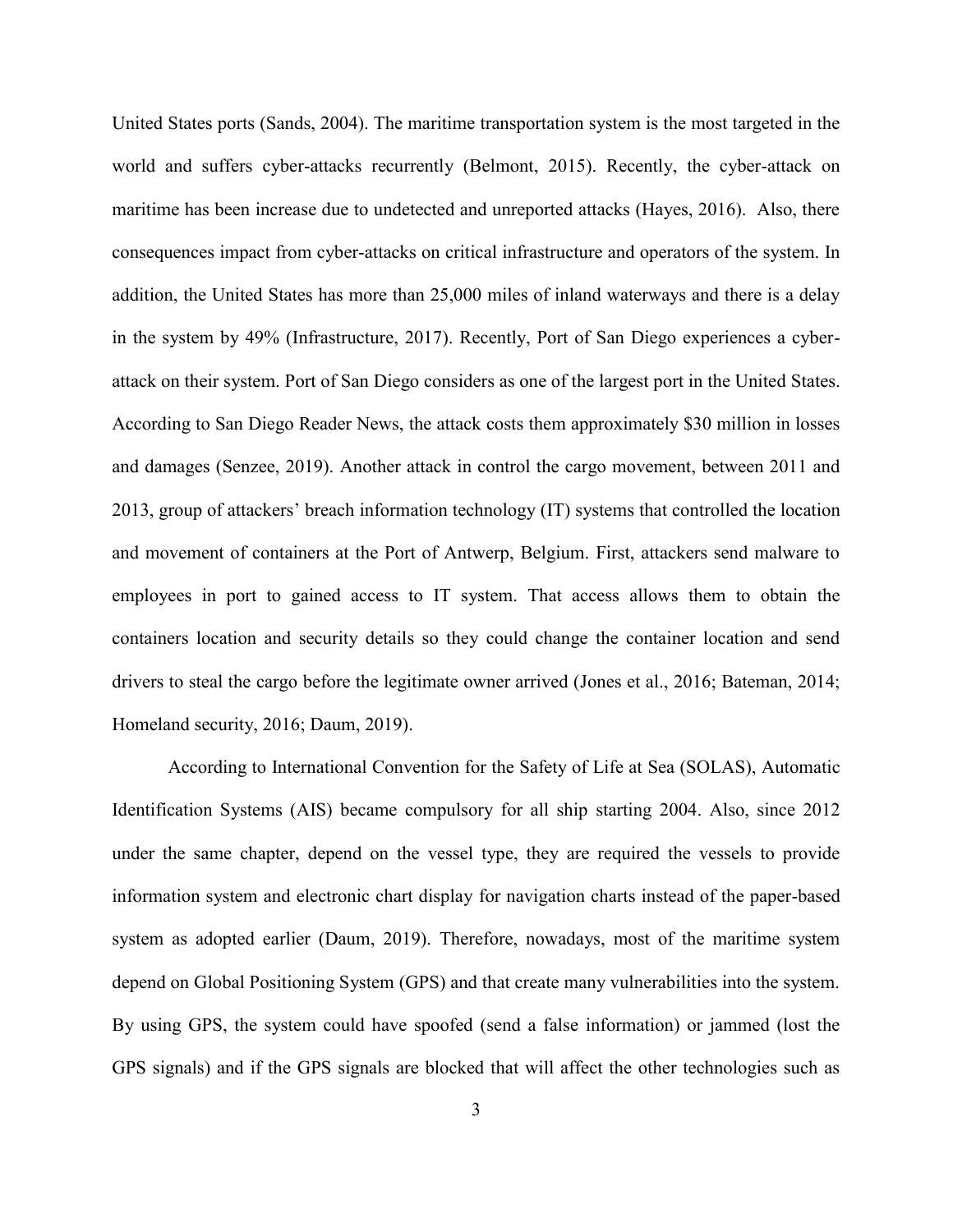United States ports (Sands, 2004). The maritime transportation system is the most targeted in the world and suffers cyber-attacks recurrently (Belmont, 2015). Recently, the cyber-attack on maritime has been increase due to undetected and unreported attacks (Hayes, 2016). Also, there consequences impact from cyber-attacks on critical infrastructure and operators of the system. In addition, the United States has more than 25,000 miles of inland waterways and there is a delay in the system by 49% (Infrastructure, 2017). Recently, Port of San Diego experiences a cyber-attack on their system. Port of San Diego considers as one of the largest port in the United States. According to San Diego Reader News, the attack costs them approximately $30 million in losses and damages (Senzee, 2019). Another attack in control the cargo movement, between 2011 and 2013, group of attackers' breach information technology (IT) systems that controlled the location and movement of containers at the Port of Antwerp, Belgium. First, attackers send malware to employees in port to gained access to IT system. That access allows them to obtain the containers location and security details so they could change the container location and send drivers to steal the cargo before the legitimate owner arrived (Jones et al., 2016; Bateman, 2014; Homeland security, 2016; Daum, 2019).

According to International Convention for the Safety of Life at Sea (SOLAS), Automatic Identification Systems (AIS) became compulsory for all ship starting 2004. Also, since 2012 under the same chapter, depend on the vessel type, they are required the vessels to provide information system and electronic chart display for navigation charts instead of the paper-based system as adopted earlier (Daum, 2019). Therefore, nowadays, most of the maritime system depend on Global Positioning System (GPS) and that create many vulnerabilities into the system. By using GPS, the system could have spoofed (send a false information) or jammed (lost the GPS signals) and if the GPS signals are blocked that will affect the other technologies such as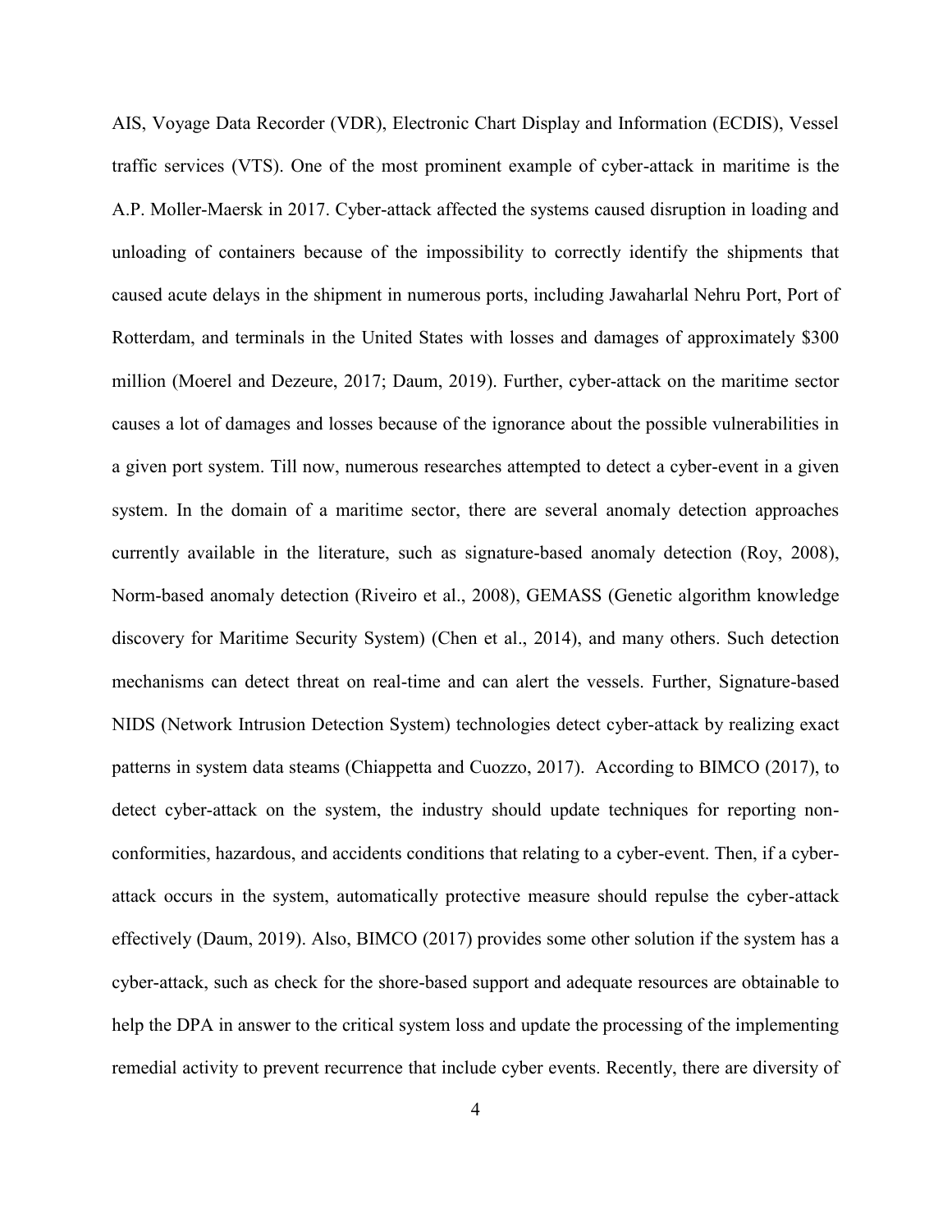AIS, Voyage Data Recorder (VDR), Electronic Chart Display and Information (ECDIS), Vessel traffic services (VTS). One of the most prominent example of cyber-attack in maritime is the A.P. Moller-Maersk in 2017. Cyber-attack affected the systems caused disruption in loading and unloading of containers because of the impossibility to correctly identify the shipments that caused acute delays in the shipment in numerous ports, including Jawaharlal Nehru Port, Port of Rotterdam, and terminals in the United States with losses and damages of approximately $300 million (Moerel and Dezeure, 2017; Daum, 2019). Further, cyber-attack on the maritime sector causes a lot of damages and losses because of the ignorance about the possible vulnerabilities in a given port system. Till now, numerous researches attempted to detect a cyber-event in a given system. In the domain of a maritime sector, there are several anomaly detection approaches currently available in the literature, such as signature-based anomaly detection (Roy, 2008), Norm-based anomaly detection (Riveiro et al., 2008), GEMASS (Genetic algorithm knowledge discovery for Maritime Security System) (Chen et al., 2014), and many others. Such detection mechanisms can detect threat on real-time and can alert the vessels. Further, Signature-based NIDS (Network Intrusion Detection System) technologies detect cyber-attack by realizing exact patterns in system data steams (Chiappetta and Cuozzo, 2017). According to BIMCO (2017), to detect cyber-attack on the system, the industry should update techniques for reporting non-conformities, hazardous, and accidents conditions that relating to a cyber-event. Then, if a cyber-attack occurs in the system, automatically protective measure should repulse the cyber-attack effectively (Daum, 2019). Also, BIMCO (2017) provides some other solution if the system has a cyber-attack, such as check for the shore-based support and adequate resources are obtainable to help the DPA in answer to the critical system loss and update the processing of the implementing remedial activity to prevent recurrence that include cyber events. Recently, there are diversity of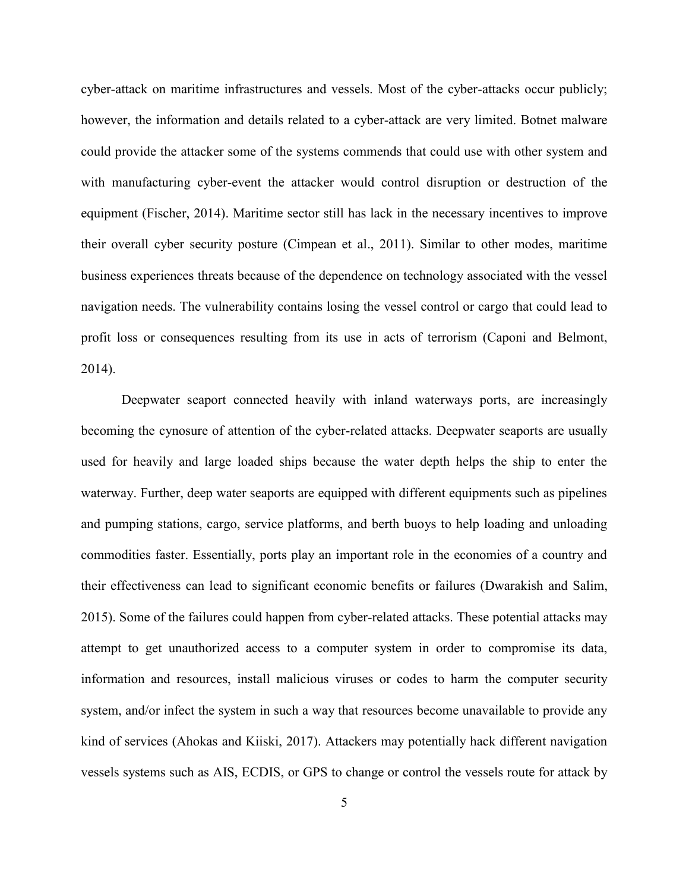cyber-attack on maritime infrastructures and vessels. Most of the cyber-attacks occur publicly; however, the information and details related to a cyber-attack are very limited. Botnet malware could provide the attacker some of the systems commends that could use with other system and with manufacturing cyber-event the attacker would control disruption or destruction of the equipment (Fischer, 2014). Maritime sector still has lack in the necessary incentives to improve their overall cyber security posture (Cimpean et al., 2011). Similar to other modes, maritime business experiences threats because of the dependence on technology associated with the vessel navigation needs. The vulnerability contains losing the vessel control or cargo that could lead to profit loss or consequences resulting from its use in acts of terrorism (Caponi and Belmont, 2014).

Deepwater seaport connected heavily with inland waterways ports, are increasingly becoming the cynosure of attention of the cyber-related attacks. Deepwater seaports are usually used for heavily and large loaded ships because the water depth helps the ship to enter the waterway. Further, deep water seaports are equipped with different equipments such as pipelines and pumping stations, cargo, service platforms, and berth buoys to help loading and unloading commodities faster. Essentially, ports play an important role in the economies of a country and their effectiveness can lead to significant economic benefits or failures (Dwarakish and Salim, 2015). Some of the failures could happen from cyber-related attacks. These potential attacks may attempt to get unauthorized access to a computer system in order to compromise its data, information and resources, install malicious viruses or codes to harm the computer security system, and/or infect the system in such a way that resources become unavailable to provide any kind of services (Ahokas and Kiiski, 2017). Attackers may potentially hack different navigation vessels systems such as AIS, ECDIS, or GPS to change or control the vessels route for attack by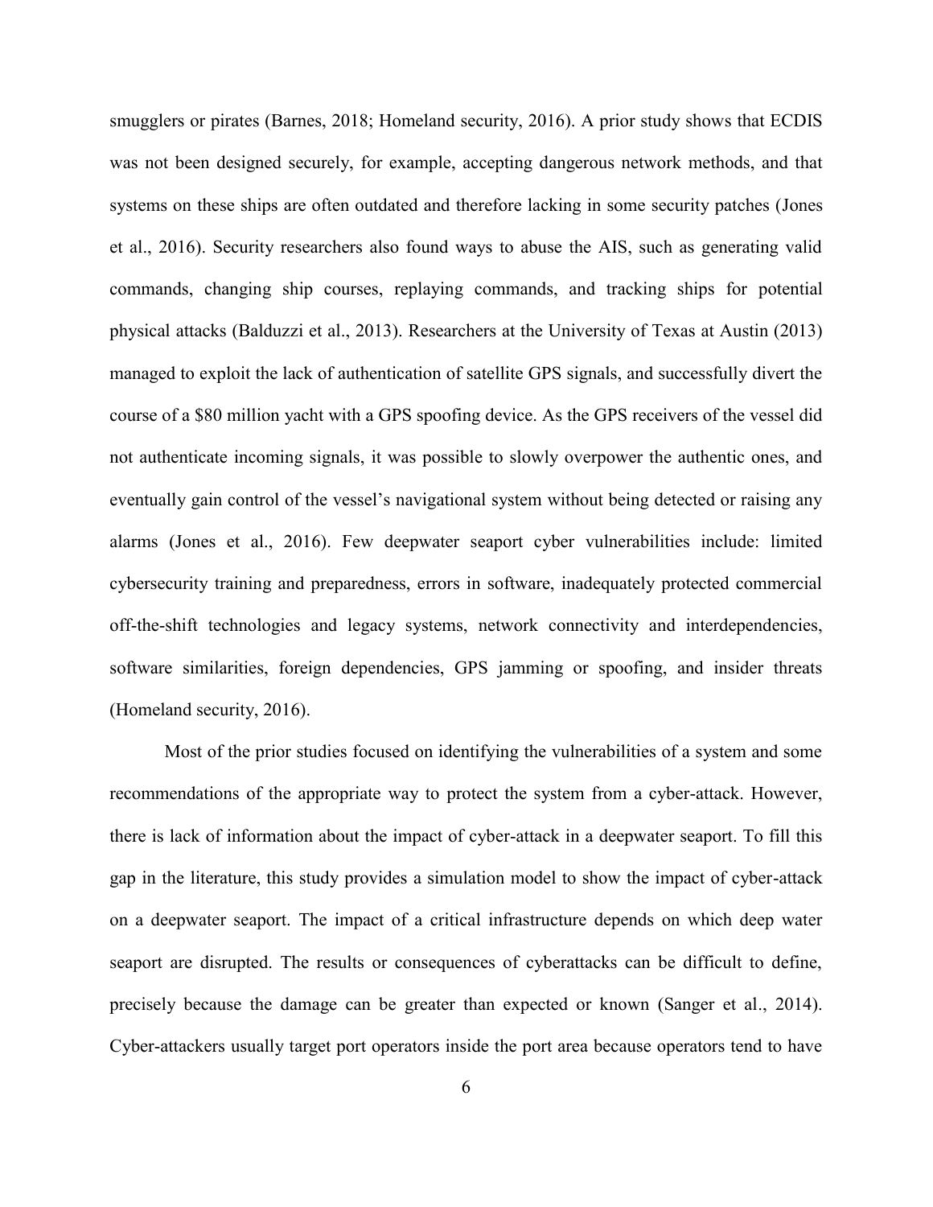smugglers or pirates (Barnes, 2018; Homeland security, 2016). A prior study shows that ECDIS was not been designed securely, for example, accepting dangerous network methods, and that systems on these ships are often outdated and therefore lacking in some security patches (Jones et al., 2016). Security researchers also found ways to abuse the AIS, such as generating valid commands, changing ship courses, replaying commands, and tracking ships for potential physical attacks (Balduzzi et al., 2013). Researchers at the University of Texas at Austin (2013) managed to exploit the lack of authentication of satellite GPS signals, and successfully divert the course of a $80 million yacht with a GPS spoofing device. As the GPS receivers of the vessel did not authenticate incoming signals, it was possible to slowly overpower the authentic ones, and eventually gain control of the vessel's navigational system without being detected or raising any alarms (Jones et al., 2016). Few deepwater seaport cyber vulnerabilities include: limited cybersecurity training and preparedness, errors in software, inadequately protected commercial off-the-shift technologies and legacy systems, network connectivity and interdependencies, software similarities, foreign dependencies, GPS jamming or spoofing, and insider threats (Homeland security, 2016).

Most of the prior studies focused on identifying the vulnerabilities of a system and some recommendations of the appropriate way to protect the system from a cyber-attack. However, there is lack of information about the impact of cyber-attack in a deepwater seaport. To fill this gap in the literature, this study provides a simulation model to show the impact of cyber-attack on a deepwater seaport. The impact of a critical infrastructure depends on which deep water seaport are disrupted. The results or consequences of cyberattacks can be difficult to define, precisely because the damage can be greater than expected or known (Sanger et al., 2014). Cyber-attackers usually target port operators inside the port area because operators tend to have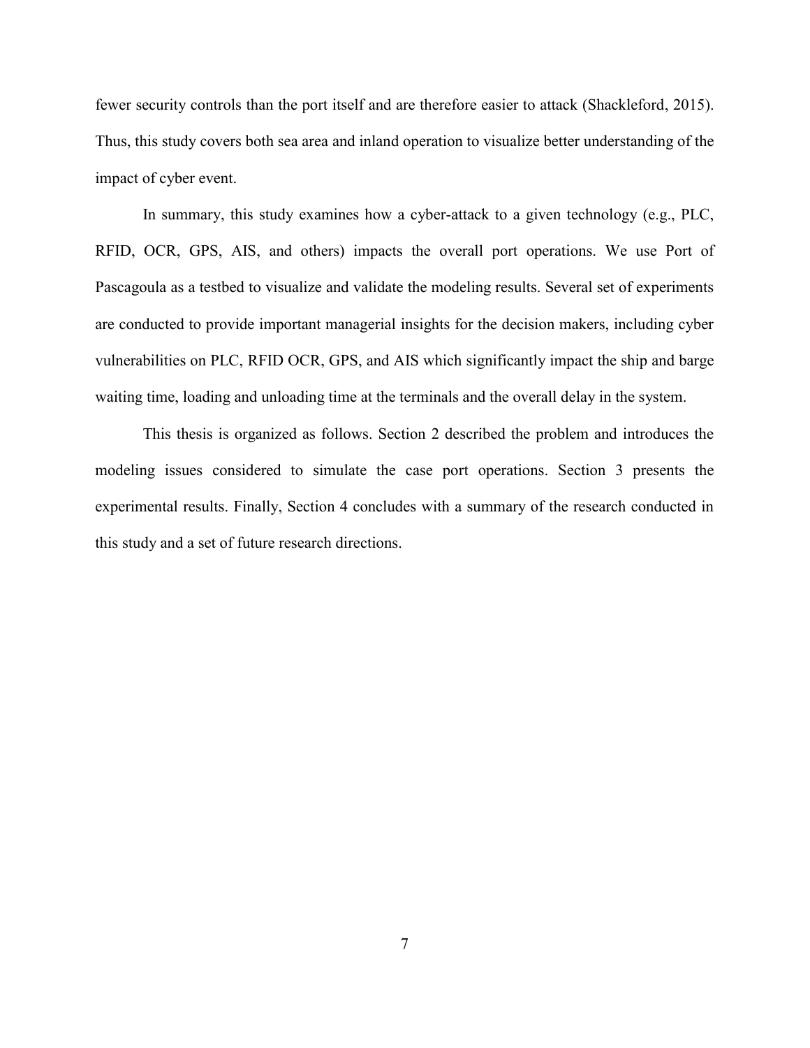fewer security controls than the port itself and are therefore easier to attack (Shackleford, 2015). Thus, this study covers both sea area and inland operation to visualize better understanding of the impact of cyber event.

In summary, this study examines how a cyber-attack to a given technology (e.g., PLC, RFID, OCR, GPS, AIS, and others) impacts the overall port operations. We use Port of Pascagoula as a testbed to visualize and validate the modeling results. Several set of experiments are conducted to provide important managerial insights for the decision makers, including cyber vulnerabilities on PLC, RFID OCR, GPS, and AIS which significantly impact the ship and barge waiting time, loading and unloading time at the terminals and the overall delay in the system.

This thesis is organized as follows. Section 2 described the problem and introduces the modeling issues considered to simulate the case port operations. Section 3 presents the experimental results. Finally, Section 4 concludes with a summary of the research conducted in this study and a set of future research directions.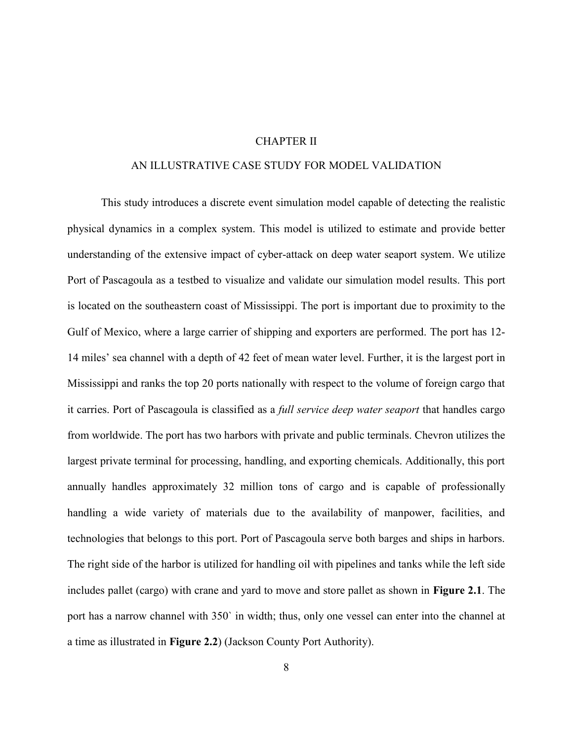# CHAPTER II

## AN ILLUSTRATIVE CASE STUDY FOR MODEL VALIDATION

This study introduces a discrete event simulation model capable of detecting the realistic physical dynamics in a complex system. This model is utilized to estimate and provide better understanding of the extensive impact of cyber-attack on deep water seaport system. We utilize Port of Pascagoula as a testbed to visualize and validate our simulation model results. This port is located on the southeastern coast of Mississippi. The port is important due to proximity to the Gulf of Mexico, where a large carrier of shipping and exporters are performed. The port has 12-14 miles' sea channel with a depth of 42 feet of mean water level. Further, it is the largest port in Mississippi and ranks the top 20 ports nationally with respect to the volume of foreign cargo that it carries. Port of Pascagoula is classified as a *full service deep water seaport* that handles cargo from worldwide. The port has two harbors with private and public terminals. Chevron utilizes the largest private terminal for processing, handling, and exporting chemicals. Additionally, this port annually handles approximately 32 million tons of cargo and is capable of professionally handling a wide variety of materials due to the availability of manpower, facilities, and technologies that belongs to this port. Port of Pascagoula serve both barges and ships in harbors. The right side of the harbor is utilized for handling oil with pipelines and tanks while the left side includes pallet (cargo) with crane and yard to move and store pallet as shown in **Figure 2.1**. The port has a narrow channel with 350` in width; thus, only one vessel can enter into the channel at a time as illustrated in **Figure 2.2**) (Jackson County Port Authority).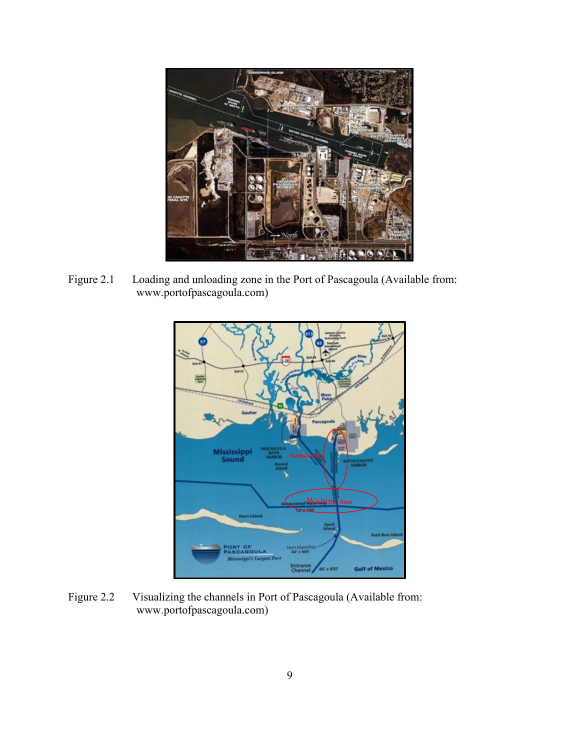Figure 2.1 Loading and unloading zone in the Port of Pascagoula (Available from: www.portofpascagoula.com)

Figure 2.2 Visualizing the channels in Port of Pascagoula (Available from: www.portofpascagoula.com)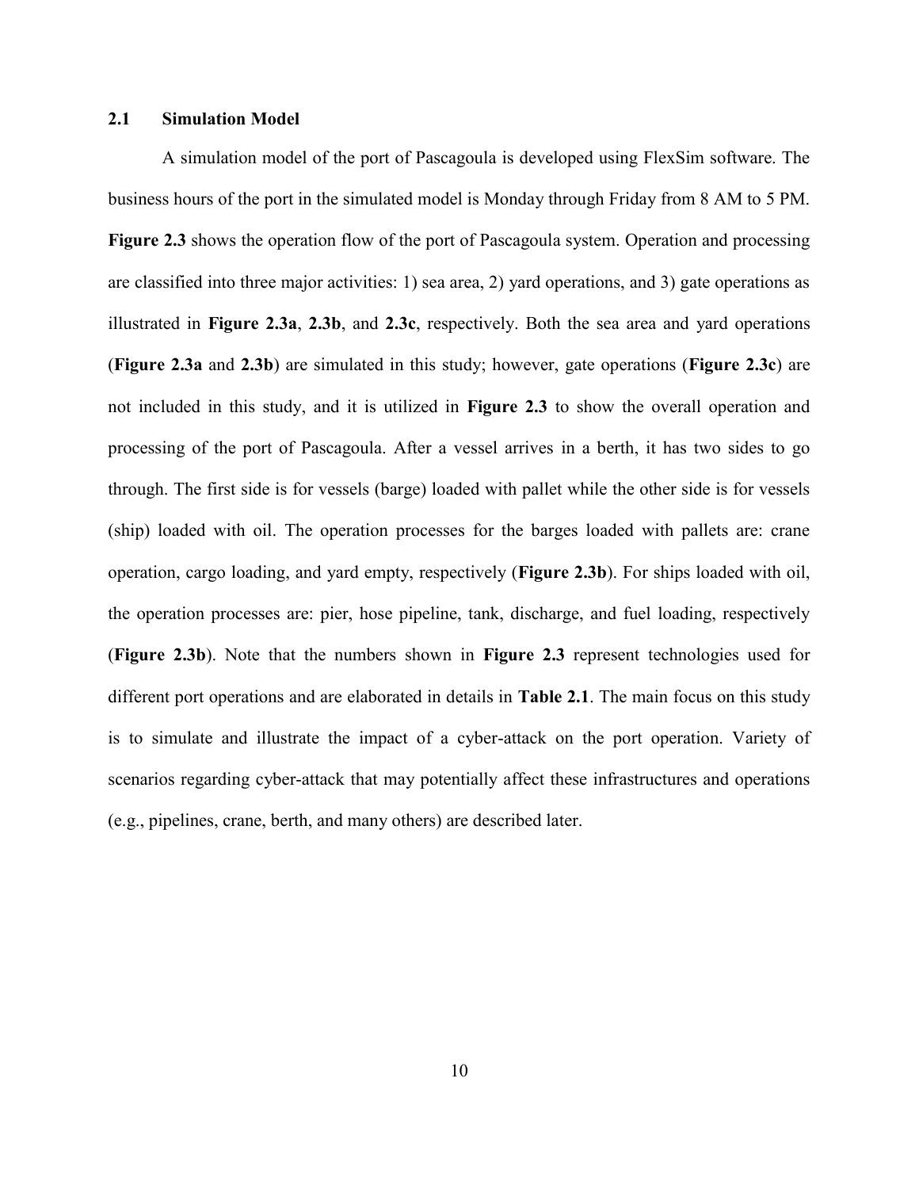### 2.1 Simulation Model

A simulation model of the port of Pascagoula is developed using FlexSim software. The business hours of the port in the simulated model is Monday through Friday from 8 AM to 5 PM. **Figure 2.3** shows the operation flow of the port of Pascagoula system. Operation and processing are classified into three major activities: 1) sea area, 2) yard operations, and 3) gate operations as illustrated in **Figure 2.3a**, **2.3b**, and **2.3c**, respectively. Both the sea area and yard operations (**Figure 2.3a** and **2.3b**) are simulated in this study; however, gate operations (**Figure 2.3c**) are not included in this study, and it is utilized in **Figure 2.3** to show the overall operation and processing of the port of Pascagoula. After a vessel arrives in a berth, it has two sides to go through. The first side is for vessels (barge) loaded with pallet while the other side is for vessels (ship) loaded with oil. The operation processes for the barges loaded with pallets are: crane operation, cargo loading, and yard empty, respectively (**Figure 2.3b**). For ships loaded with oil, the operation processes are: pier, hose pipeline, tank, discharge, and fuel loading, respectively (**Figure 2.3b**). Note that the numbers shown in **Figure 2.3** represent technologies used for different port operations and are elaborated in details in **Table 2.1**. The main focus on this study is to simulate and illustrate the impact of a cyber-attack on the port operation. Variety of scenarios regarding cyber-attack that may potentially affect these infrastructures and operations (e.g., pipelines, crane, berth, and many others) are described later.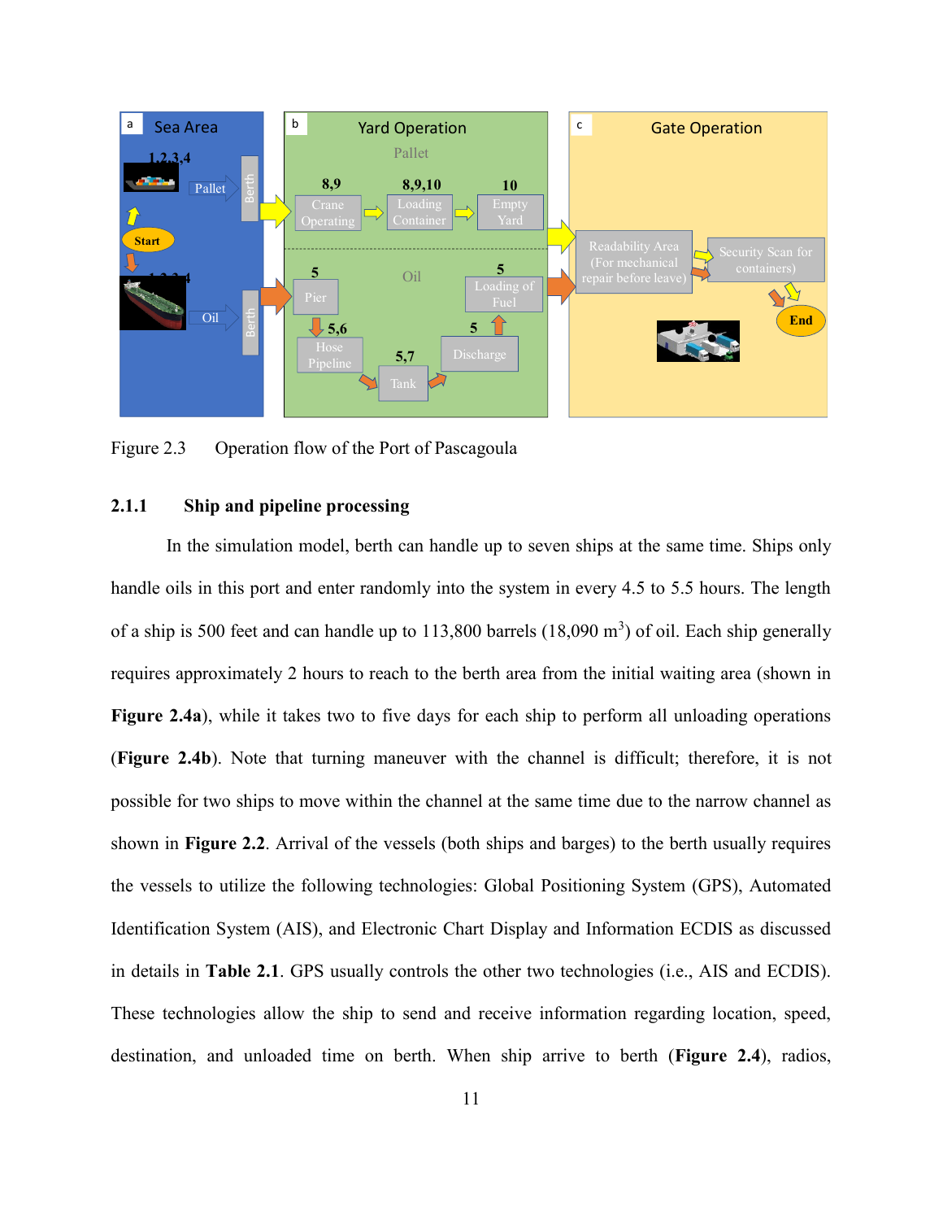Figure 2.3 Operation flow of the Port of Pascagoula

### 2.1.1 Ship and pipeline processing

In the simulation model, berth can handle up to seven ships at the same time. Ships only handle oils in this port and enter randomly into the system in every 4.5 to 5.5 hours. The length of a ship is 500 feet and can handle up to 113,800 barrels (18,090 $m^3$) of oil. Each ship generally requires approximately 2 hours to reach to the berth area from the initial waiting area (shown in **Figure 2.4a**), while it takes two to five days for each ship to perform all unloading operations (**Figure 2.4b**). Note that turning maneuver with the channel is difficult; therefore, it is not possible for two ships to move within the channel at the same time due to the narrow channel as shown in **Figure 2.2**. Arrival of the vessels (both ships and barges) to the berth usually requires the vessels to utilize the following technologies: Global Positioning System (GPS), Automated Identification System (AIS), and Electronic Chart Display and Information ECDIS as discussed in details in **Table 2.1**. GPS usually controls the other two technologies (i.e., AIS and ECDIS). These technologies allow the ship to send and receive information regarding location, speed, destination, and unloaded time on berth. When ship arrive to berth (**Figure 2.4**), radios,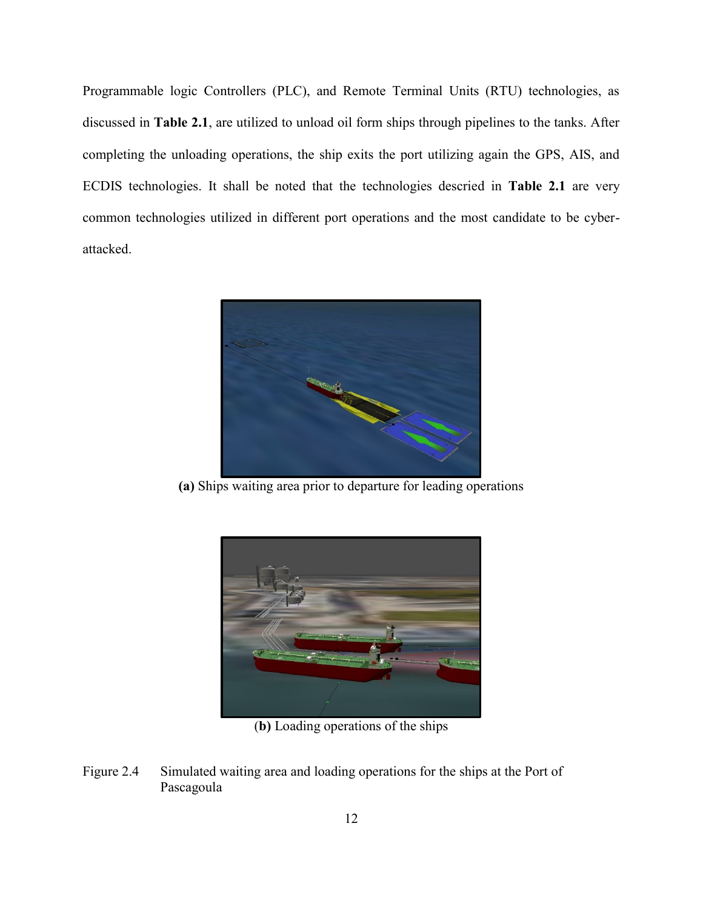Programmable logic Controllers (PLC), and Remote Terminal Units (RTU) technologies, as discussed in **Table 2.1**, are utilized to unload oil form ships through pipelines to the tanks. After completing the unloading operations, the ship exits the port utilizing again the GPS, AIS, and ECDIS technologies. It shall be noted that the technologies descried in **Table 2.1** are very common technologies utilized in different port operations and the most candidate to be cyber-attacked.

**(a)** Ships waiting area prior to departure for leading operations

(**b)** Loading operations of the ships

Figure 2.4 Simulated waiting area and loading operations for the ships at the Port of Pascagoula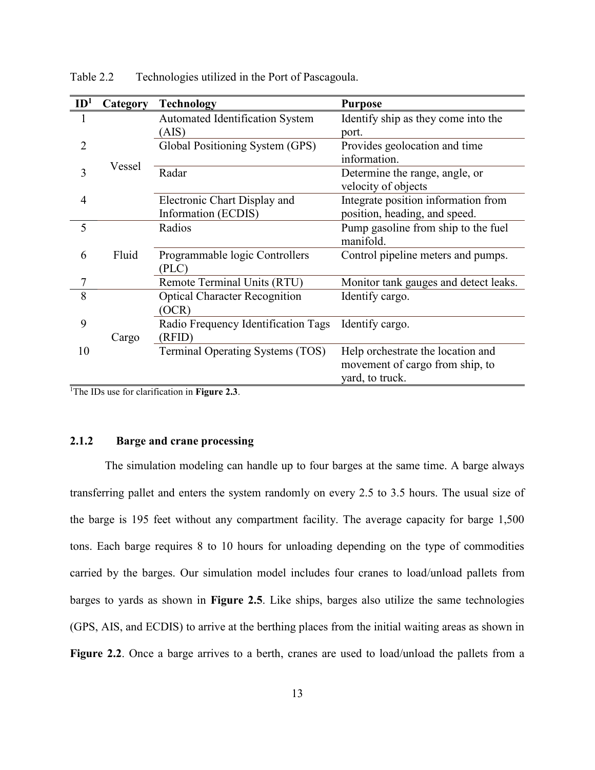Table 2.2 Technologies utilized in the Port of Pascagoula.

| ID[1] | Category | Technology | Purpose |
|---|---|---|---|
| 1 | Vessel | Automated Identification System (AIS) | Identify ship as they come into the port. |
| 2 | | Global Positioning System (GPS) | Provides geolocation and time information. |
| 3 | | Radar | Determine the range, angle, or velocity of objects |
| 4 | | Electronic Chart Display and Information (ECDIS) | Integrate position information from position, heading, and speed. |
| 5 | Fluid | Radios | Pump gasoline from ship to the fuel manifold. |
| 6 | | Programmable logic Controllers (PLC) | Control pipeline meters and pumps. |
| 7 | | Remote Terminal Units (RTU) | Monitor tank gauges and detect leaks. |
| 8 | Cargo | Optical Character Recognition (OCR) | Identify cargo. |
| 9 | | Radio Frequency Identification Tags (RFID) | Identify cargo. |
| 10 | | Terminal Operating Systems (TOS) | Help orchestrate the location and movement of cargo from ship, to yard, to truck. |

[1]The IDs use for clarification in **Figure 2.3**.

### 2.1.2 Barge and crane processing

The simulation modeling can handle up to four barges at the same time. A barge always transferring pallet and enters the system randomly on every 2.5 to 3.5 hours. The usual size of the barge is 195 feet without any compartment facility. The average capacity for barge 1,500 tons. Each barge requires 8 to 10 hours for unloading depending on the type of commodities carried by the barges. Our simulation model includes four cranes to load/unload pallets from barges to yards as shown in **Figure 2.5**. Like ships, barges also utilize the same technologies (GPS, AIS, and ECDIS) to arrive at the berthing places from the initial waiting areas as shown in **Figure 2.2**. Once a barge arrives to a berth, cranes are used to load/unload the pallets from a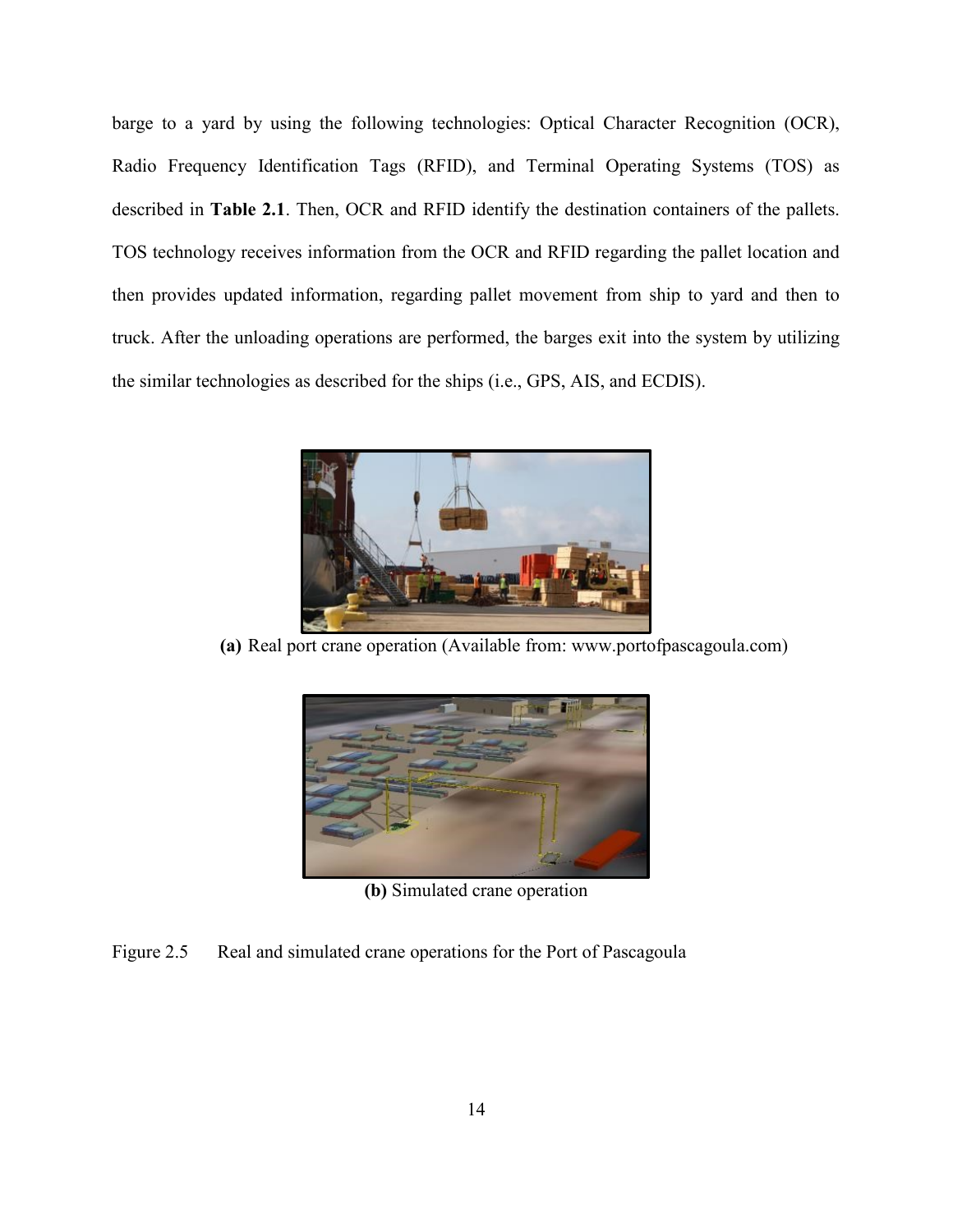barge to a yard by using the following technologies: Optical Character Recognition (OCR), Radio Frequency Identification Tags (RFID), and Terminal Operating Systems (TOS) as described in **Table 2.1**. Then, OCR and RFID identify the destination containers of the pallets. TOS technology receives information from the OCR and RFID regarding the pallet location and then provides updated information, regarding pallet movement from ship to yard and then to truck. After the unloading operations are performed, the barges exit into the system by utilizing the similar technologies as described for the ships (i.e., GPS, AIS, and ECDIS).

**(a)** Real port crane operation (Available from: www.portofpascagoula.com)

**(b)** Simulated crane operation

Figure 2.5 Real and simulated crane operations for the Port of Pascagoula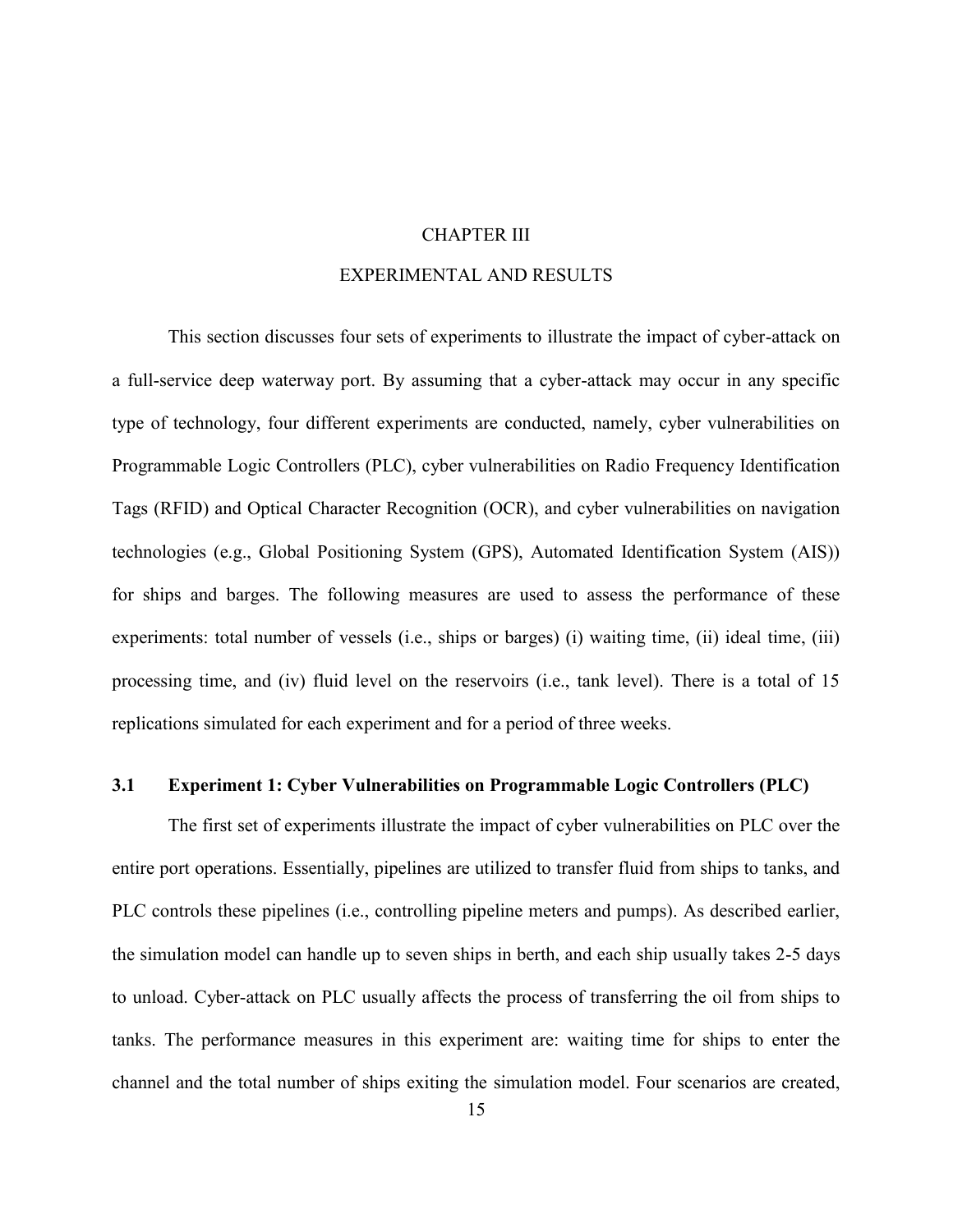# CHAPTER III

# EXPERIMENTAL AND RESULTS

This section discusses four sets of experiments to illustrate the impact of cyber-attack on a full-service deep waterway port. By assuming that a cyber-attack may occur in any specific type of technology, four different experiments are conducted, namely, cyber vulnerabilities on Programmable Logic Controllers (PLC), cyber vulnerabilities on Radio Frequency Identification Tags (RFID) and Optical Character Recognition (OCR), and cyber vulnerabilities on navigation technologies (e.g., Global Positioning System (GPS), Automated Identification System (AIS)) for ships and barges. The following measures are used to assess the performance of these experiments: total number of vessels (i.e., ships or barges) (i) waiting time, (ii) ideal time, (iii) processing time, and (iv) fluid level on the reservoirs (i.e., tank level). There is a total of 15 replications simulated for each experiment and for a period of three weeks.

## 3.1 Experiment 1: Cyber Vulnerabilities on Programmable Logic Controllers (PLC)

The first set of experiments illustrate the impact of cyber vulnerabilities on PLC over the entire port operations. Essentially, pipelines are utilized to transfer fluid from ships to tanks, and PLC controls these pipelines (i.e., controlling pipeline meters and pumps). As described earlier, the simulation model can handle up to seven ships in berth, and each ship usually takes 2-5 days to unload. Cyber-attack on PLC usually affects the process of transferring the oil from ships to tanks. The performance measures in this experiment are: waiting time for ships to enter the channel and the total number of ships exiting the simulation model. Four scenarios are created,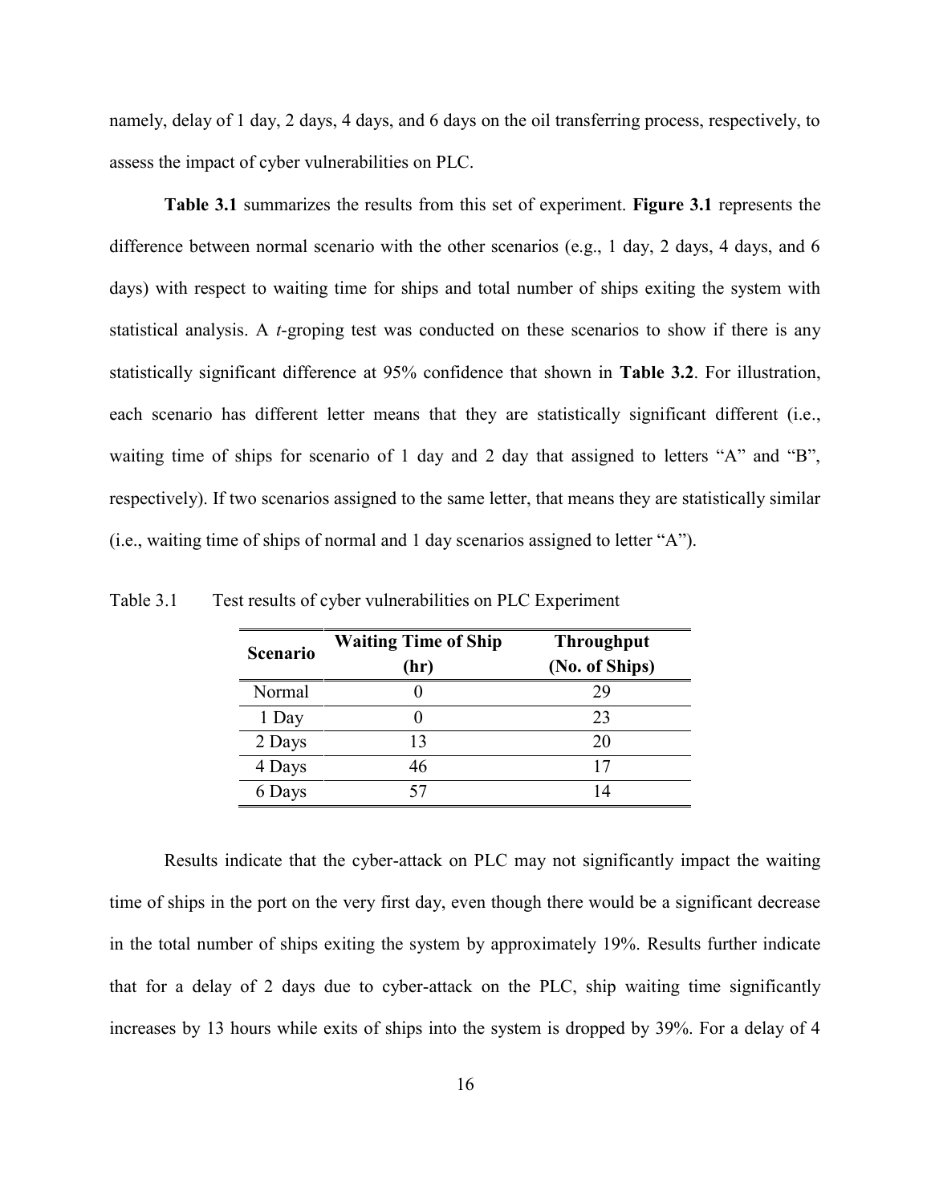namely, delay of 1 day, 2 days, 4 days, and 6 days on the oil transferring process, respectively, to assess the impact of cyber vulnerabilities on PLC.

**Table 3.1** summarizes the results from this set of experiment. **Figure 3.1** represents the difference between normal scenario with the other scenarios (e.g., 1 day, 2 days, 4 days, and 6 days) with respect to waiting time for ships and total number of ships exiting the system with statistical analysis. A *t*-groping test was conducted on these scenarios to show if there is any statistically significant difference at 95% confidence that shown in **Table 3.2**. For illustration, each scenario has different letter means that they are statistically significant different (i.e., waiting time of ships for scenario of 1 day and 2 day that assigned to letters "A" and "B", respectively). If two scenarios assigned to the same letter, that means they are statistically similar (i.e., waiting time of ships of normal and 1 day scenarios assigned to letter "A").

Table 3.1 Test results of cyber vulnerabilities on PLC Experiment

| Scenario | Waiting Time of Ship (hr) | Throughput (No. of Ships) |
|---|---|---|
| Normal | 0 | 29 |
| 1 Day | 0 | 23 |
| 2 Days | 13 | 20 |
| 4 Days | 46 | 17 |
| 6 Days | 57 | 14 |

Results indicate that the cyber-attack on PLC may not significantly impact the waiting time of ships in the port on the very first day, even though there would be a significant decrease in the total number of ships exiting the system by approximately 19%. Results further indicate that for a delay of 2 days due to cyber-attack on the PLC, ship waiting time significantly increases by 13 hours while exits of ships into the system is dropped by 39%. For a delay of 4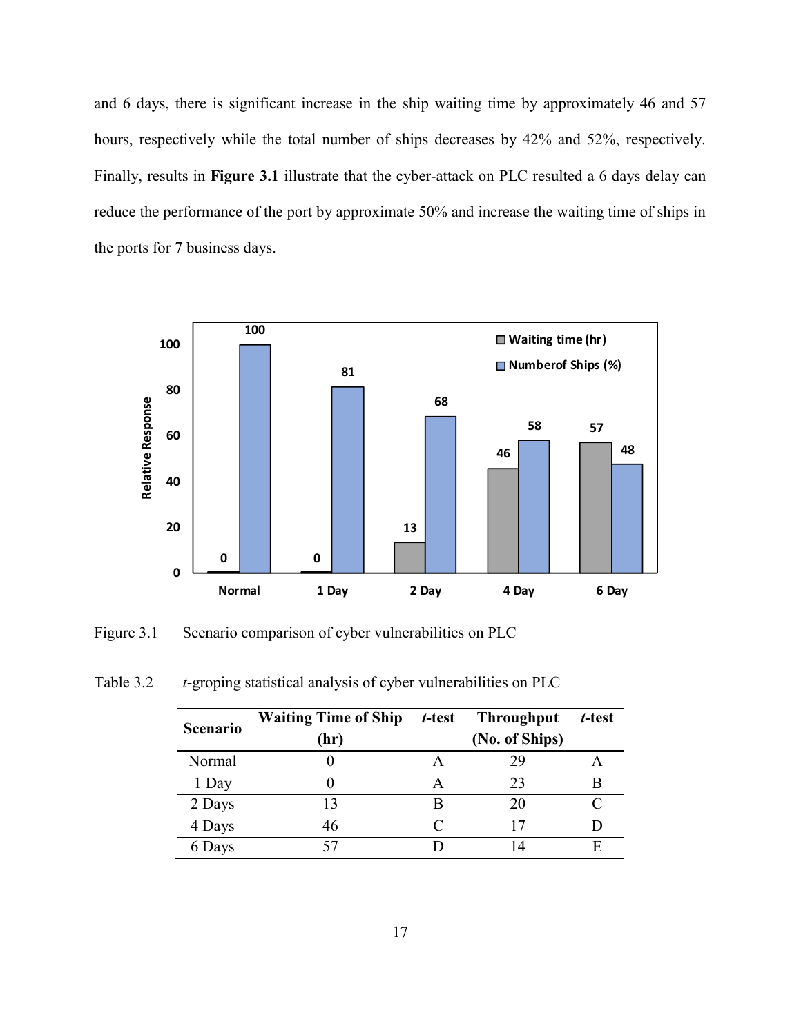and 6 days, there is significant increase in the ship waiting time by approximately 46 and 57 hours, respectively while the total number of ships decreases by 42% and 52%, respectively. Finally, results in **Figure 3.1** illustrate that the cyber-attack on PLC resulted a 6 days delay can reduce the performance of the port by approximate 50% and increase the waiting time of ships in the ports for 7 business days.

Figure 3.1 Scenario comparison of cyber vulnerabilities on PLC

Table 3.2 *t*-groping statistical analysis of cyber vulnerabilities on PLC

| Scenario | Waiting Time of Ship (hr) | *t*-test | Throughput (No. of Ships) | *t*-test |
|---|---|---|---|---|
| Normal | 0 | A | 29 | A |
| 1 Day | 0 | A | 23 | B |
| 2 Days | 13 | B | 20 | C |
| 4 Days | 46 | C | 17 | D |
| 6 Days | 57 | D | 14 | E |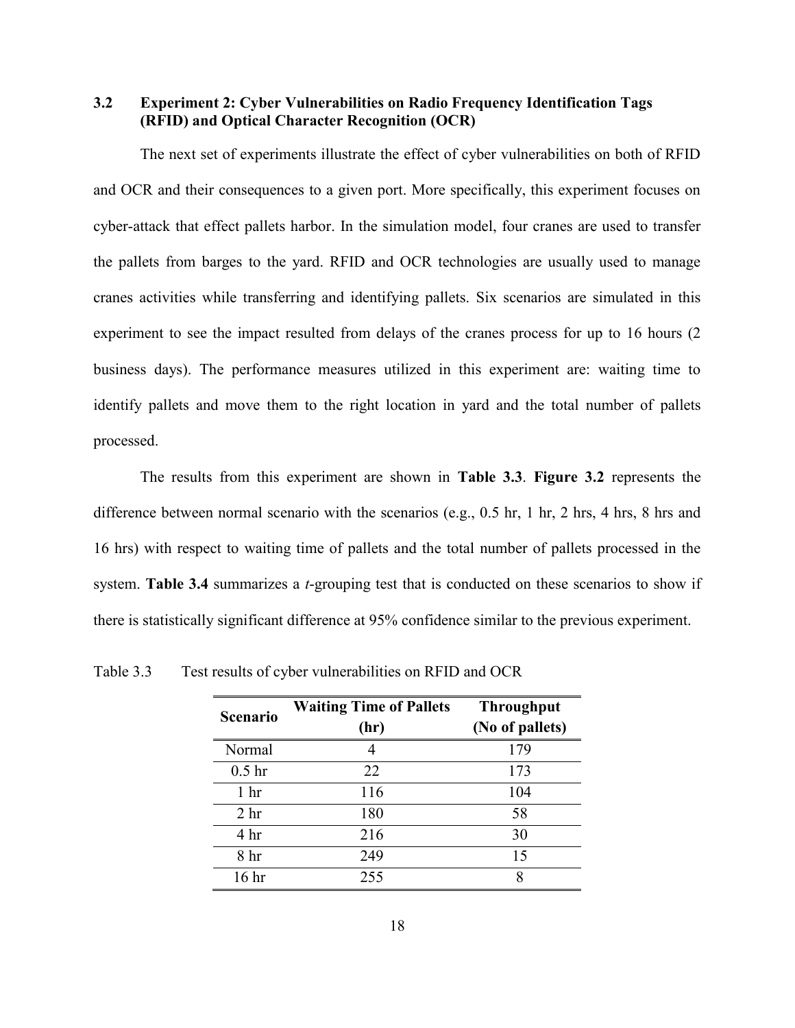### 3.2 Experiment 2: Cyber Vulnerabilities on Radio Frequency Identification Tags (RFID) and Optical Character Recognition (OCR)

The next set of experiments illustrate the effect of cyber vulnerabilities on both of RFID and OCR and their consequences to a given port. More specifically, this experiment focuses on cyber-attack that effect pallets harbor. In the simulation model, four cranes are used to transfer the pallets from barges to the yard. RFID and OCR technologies are usually used to manage cranes activities while transferring and identifying pallets. Six scenarios are simulated in this experiment to see the impact resulted from delays of the cranes process for up to 16 hours (2 business days). The performance measures utilized in this experiment are: waiting time to identify pallets and move them to the right location in yard and the total number of pallets processed.

The results from this experiment are shown in **Table 3.3**. **Figure 3.2** represents the difference between normal scenario with the scenarios (e.g., 0.5 hr, 1 hr, 2 hrs, 4 hrs, 8 hrs and 16 hrs) with respect to waiting time of pallets and the total number of pallets processed in the system. **Table 3.4** summarizes a *t*-grouping test that is conducted on these scenarios to show if there is statistically significant difference at 95% confidence similar to the previous experiment.

Table 3.3 Test results of cyber vulnerabilities on RFID and OCR

| Scenario | Waiting Time of Pallets (hr) | Throughput (No of pallets) |
|---|---|---|
| Normal | 4 | 179 |
| 0.5 hr | 22 | 173 |
| 1 hr | 116 | 104 |
| 2 hr | 180 | 58 |
| 4 hr | 216 | 30 |
| 8 hr | 249 | 15 |
| 16 hr | 255 | 8 |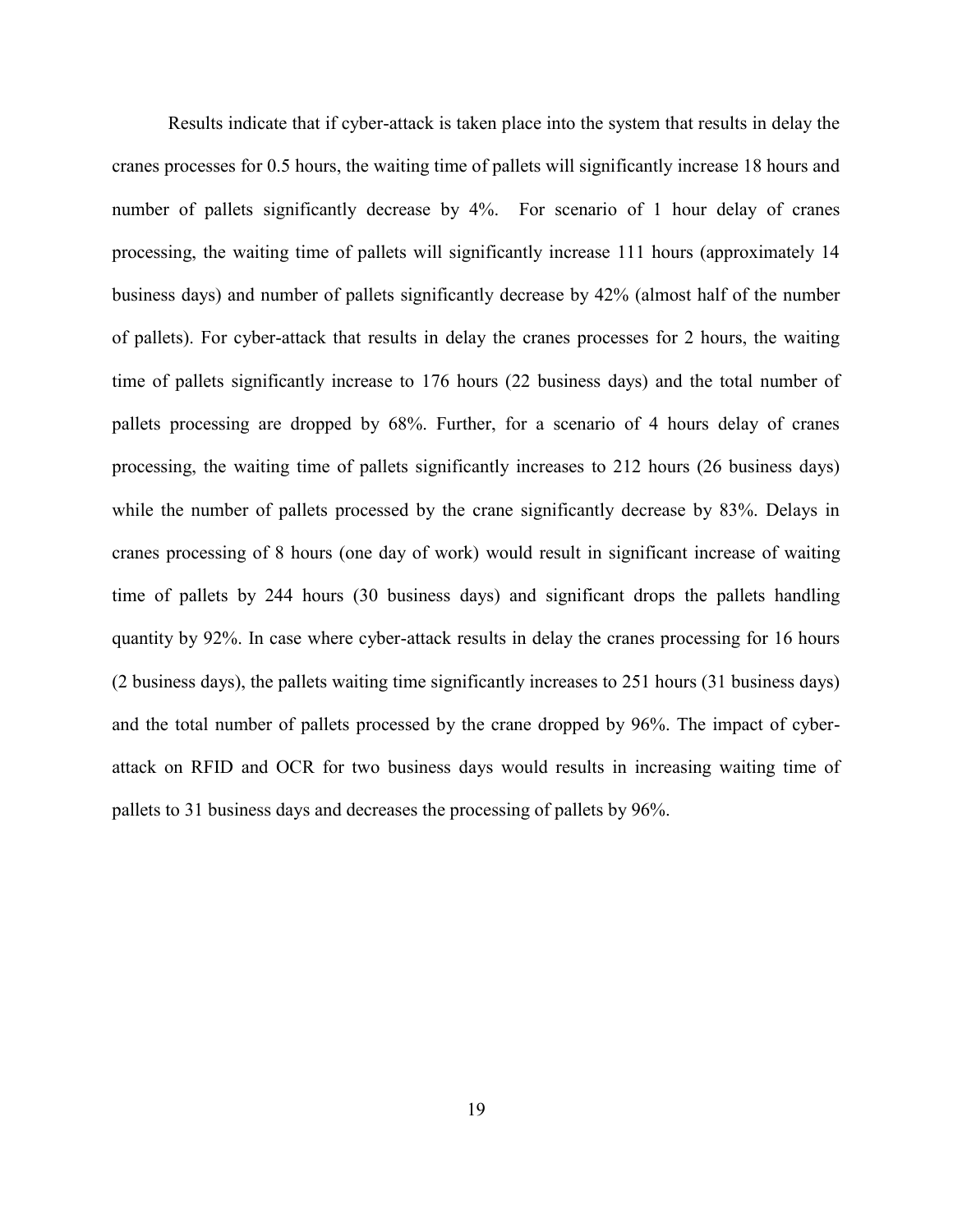Results indicate that if cyber-attack is taken place into the system that results in delay the cranes processes for 0.5 hours, the waiting time of pallets will significantly increase 18 hours and number of pallets significantly decrease by 4%. For scenario of 1 hour delay of cranes processing, the waiting time of pallets will significantly increase 111 hours (approximately 14 business days) and number of pallets significantly decrease by 42% (almost half of the number of pallets). For cyber-attack that results in delay the cranes processes for 2 hours, the waiting time of pallets significantly increase to 176 hours (22 business days) and the total number of pallets processing are dropped by 68%. Further, for a scenario of 4 hours delay of cranes processing, the waiting time of pallets significantly increases to 212 hours (26 business days) while the number of pallets processed by the crane significantly decrease by 83%. Delays in cranes processing of 8 hours (one day of work) would result in significant increase of waiting time of pallets by 244 hours (30 business days) and significant drops the pallets handling quantity by 92%. In case where cyber-attack results in delay the cranes processing for 16 hours (2 business days), the pallets waiting time significantly increases to 251 hours (31 business days) and the total number of pallets processed by the crane dropped by 96%. The impact of cyber-attack on RFID and OCR for two business days would results in increasing waiting time of pallets to 31 business days and decreases the processing of pallets by 96%.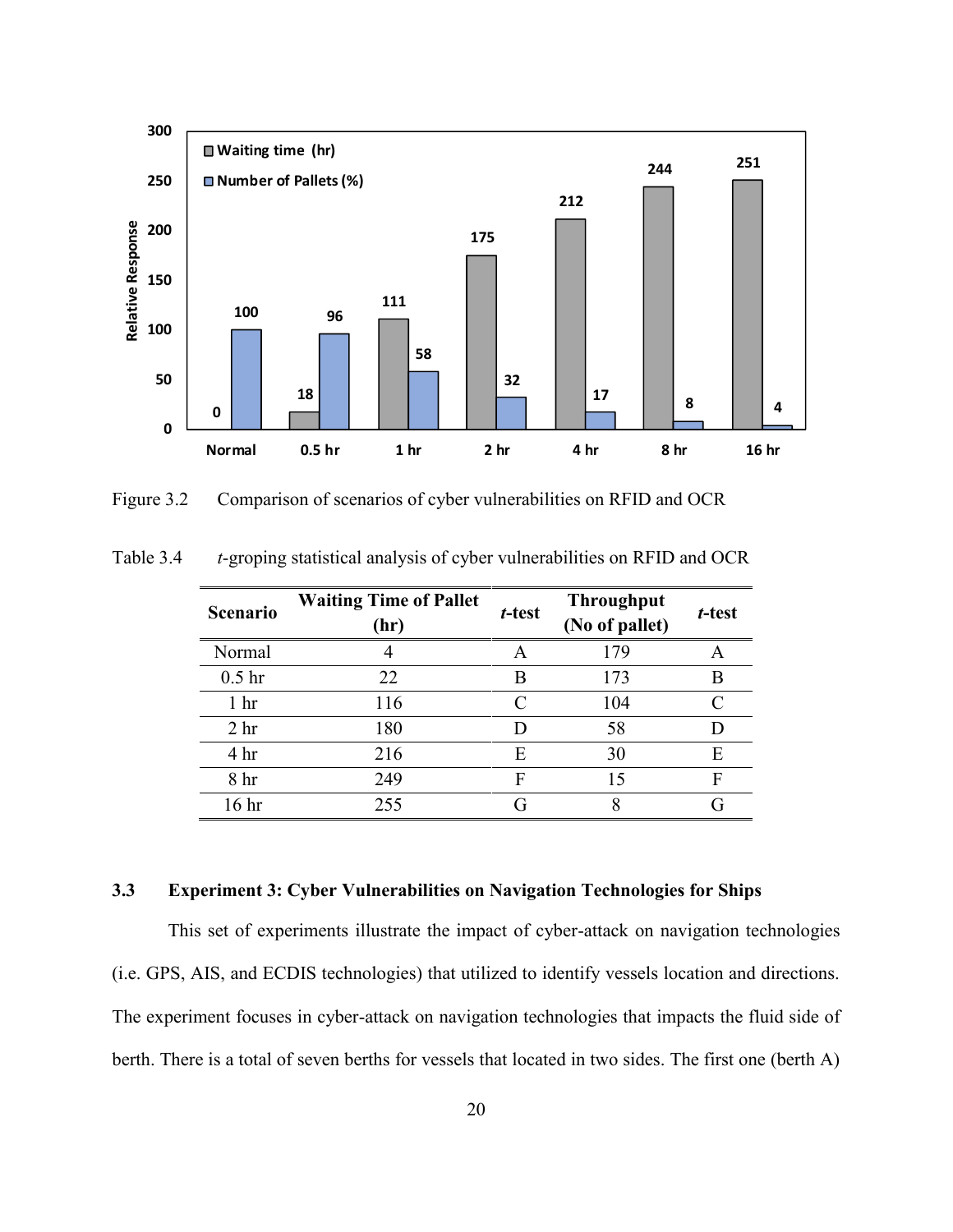Figure 3.2 Comparison of scenarios of cyber vulnerabilities on RFID and OCR

Table 3.4 *t*-groping statistical analysis of cyber vulnerabilities on RFID and OCR

| Scenario | Waiting Time of Pallet (hr) | *t*-test | Throughput (No of pallet) | *t*-test |
|---|---|---|---|---|
| Normal | 4 | A | 179 | A |
| 0.5 hr | 22 | B | 173 | B |
| 1 hr | 116 | C | 104 | C |
| 2 hr | 180 | D | 58 | D |
| 4 hr | 216 | E | 30 | E |
| 8 hr | 249 | F | 15 | F |
| 16 hr | 255 | G | 8 | G |

### 3.3 Experiment 3: Cyber Vulnerabilities on Navigation Technologies for Ships

This set of experiments illustrate the impact of cyber-attack on navigation technologies (i.e. GPS, AIS, and ECDIS technologies) that utilized to identify vessels location and directions. The experiment focuses in cyber-attack on navigation technologies that impacts the fluid side of berth. There is a total of seven berths for vessels that located in two sides. The first one (berth A)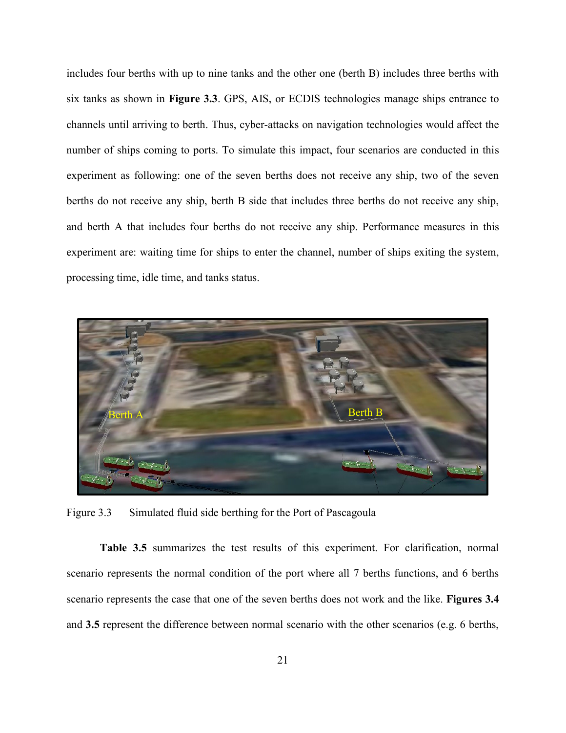includes four berths with up to nine tanks and the other one (berth B) includes three berths with six tanks as shown in **Figure 3.3**. GPS, AIS, or ECDIS technologies manage ships entrance to channels until arriving to berth. Thus, cyber-attacks on navigation technologies would affect the number of ships coming to ports. To simulate this impact, four scenarios are conducted in this experiment as following: one of the seven berths does not receive any ship, two of the seven berths do not receive any ship, berth B side that includes three berths do not receive any ship, and berth A that includes four berths do not receive any ship. Performance measures in this experiment are: waiting time for ships to enter the channel, number of ships exiting the system, processing time, idle time, and tanks status.

Figure 3.3 Simulated fluid side berthing for the Port of Pascagoula

**Table 3.5** summarizes the test results of this experiment. For clarification, normal scenario represents the normal condition of the port where all 7 berths functions, and 6 berths scenario represents the case that one of the seven berths does not work and the like. **Figures 3.4** and **3.5** represent the difference between normal scenario with the other scenarios (e.g. 6 berths,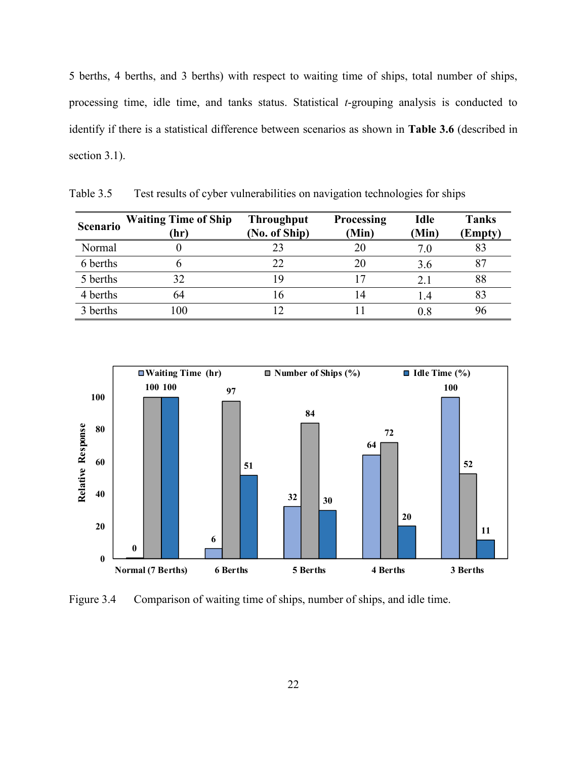5 berths, 4 berths, and 3 berths) with respect to waiting time of ships, total number of ships, processing time, idle time, and tanks status. Statistical *t*-grouping analysis is conducted to identify if there is a statistical difference between scenarios as shown in **Table 3.6** (described in section 3.1).

Table 3.5 Test results of cyber vulnerabilities on navigation technologies for ships

| Scenario | Waiting Time of Ship (hr) | Throughput (No. of Ship) | Processing (Min) | Idle (Min) | Tanks (Empty) |
|---|---|---|---|---|---|
| Normal | 0 | 23 | 20 | 7.0 | 83 |
| 6 berths | 6 | 22 | 20 | 3.6 | 87 |
| 5 berths | 32 | 19 | 17 | 2.1 | 88 |
| 4 berths | 64 | 16 | 14 | 1.4 | 83 |
| 3 berths | 100 | 12 | 11 | 0.8 | 96 |

Figure 3.4 Comparison of waiting time of ships, number of ships, and idle time.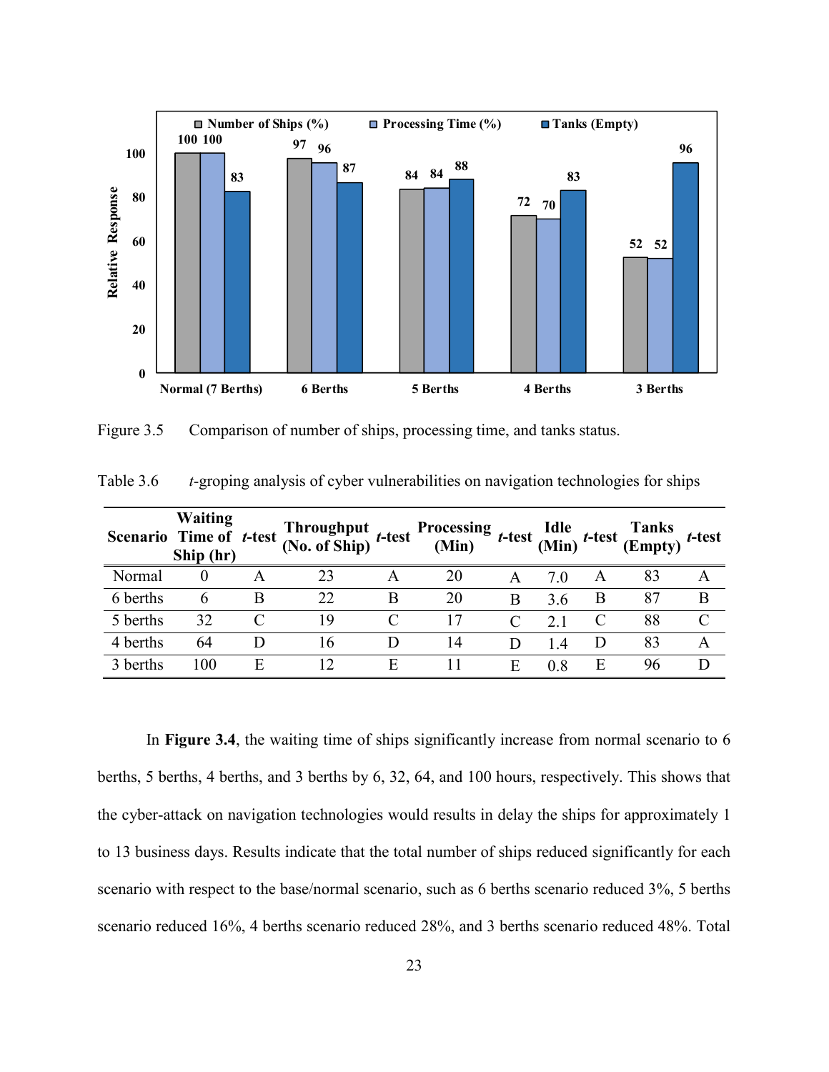Figure 3.5 Comparison of number of ships, processing time, and tanks status.

Table 3.6 *t*-groping analysis of cyber vulnerabilities on navigation technologies for ships

| Scenario | Waiting Time of Ship (hr) | *t*-test | Throughput (No. of Ship) | *t*-test | Processing (Min) | *t*-test | Idle (Min) | *t*-test | Tanks (Empty) | *t*-test |
|---|---|---|---|---|---|---|---|---|---|---|
| Normal | 0 | A | 23 | A | 20 | A | 7.0 | A | 83 | A |
| 6 berths | 6 | B | 22 | B | 20 | B | 3.6 | B | 87 | B |
| 5 berths | 32 | C | 19 | C | 17 | C | 2.1 | C | 88 | C |
| 4 berths | 64 | D | 16 | D | 14 | D | 1.4 | D | 83 | A |
| 3 berths | 100 | E | 12 | E | 11 | E | 0.8 | E | 96 | D |

In **Figure 3.4**, the waiting time of ships significantly increase from normal scenario to 6 berths, 5 berths, 4 berths, and 3 berths by 6, 32, 64, and 100 hours, respectively. This shows that the cyber-attack on navigation technologies would results in delay the ships for approximately 1 to 13 business days. Results indicate that the total number of ships reduced significantly for each scenario with respect to the base/normal scenario, such as 6 berths scenario reduced 3%, 5 berths scenario reduced 16%, 4 berths scenario reduced 28%, and 3 berths scenario reduced 48%. Total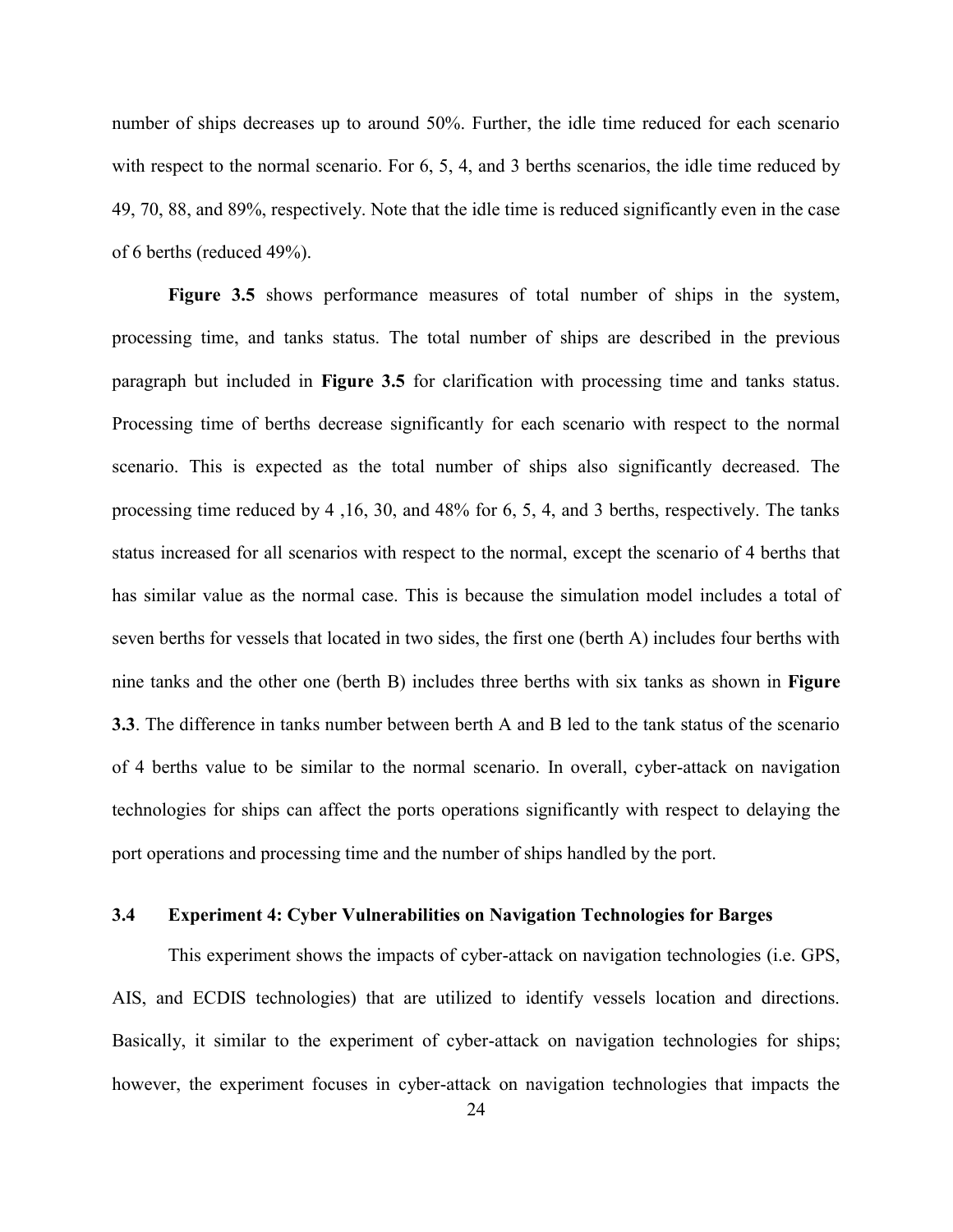number of ships decreases up to around 50%. Further, the idle time reduced for each scenario with respect to the normal scenario. For 6, 5, 4, and 3 berths scenarios, the idle time reduced by 49, 70, 88, and 89%, respectively. Note that the idle time is reduced significantly even in the case of 6 berths (reduced 49%).

**Figure 3.5** shows performance measures of total number of ships in the system, processing time, and tanks status. The total number of ships are described in the previous paragraph but included in **Figure 3.5** for clarification with processing time and tanks status. Processing time of berths decrease significantly for each scenario with respect to the normal scenario. This is expected as the total number of ships also significantly decreased. The processing time reduced by 4 ,16, 30, and 48% for 6, 5, 4, and 3 berths, respectively. The tanks status increased for all scenarios with respect to the normal, except the scenario of 4 berths that has similar value as the normal case. This is because the simulation model includes a total of seven berths for vessels that located in two sides, the first one (berth A) includes four berths with nine tanks and the other one (berth B) includes three berths with six tanks as shown in **Figure 3.3**. The difference in tanks number between berth A and B led to the tank status of the scenario of 4 berths value to be similar to the normal scenario. In overall, cyber-attack on navigation technologies for ships can affect the ports operations significantly with respect to delaying the port operations and processing time and the number of ships handled by the port.

### 3.4 Experiment 4: Cyber Vulnerabilities on Navigation Technologies for Barges

This experiment shows the impacts of cyber-attack on navigation technologies (i.e. GPS, AIS, and ECDIS technologies) that are utilized to identify vessels location and directions. Basically, it similar to the experiment of cyber-attack on navigation technologies for ships; however, the experiment focuses in cyber-attack on navigation technologies that impacts the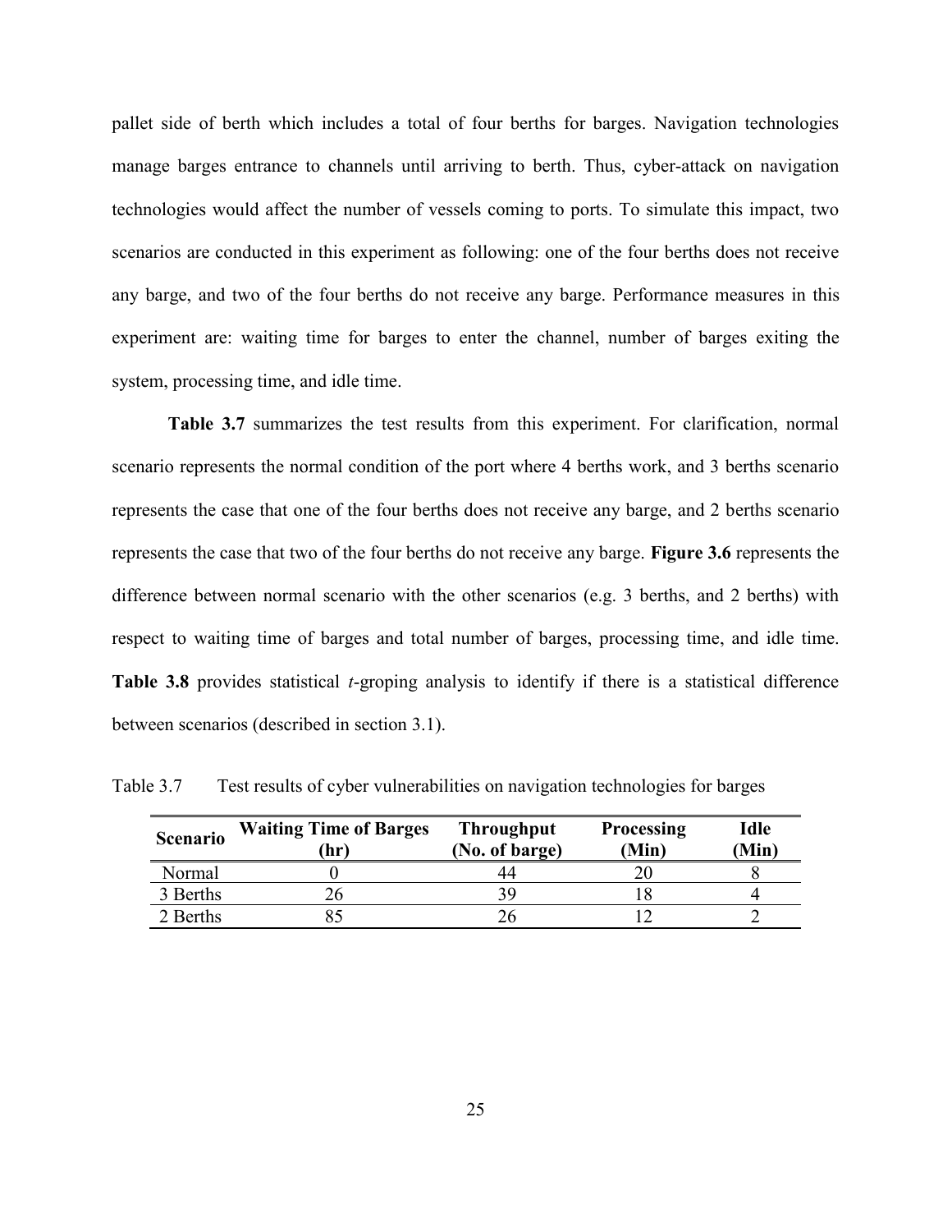pallet side of berth which includes a total of four berths for barges. Navigation technologies manage barges entrance to channels until arriving to berth. Thus, cyber-attack on navigation technologies would affect the number of vessels coming to ports. To simulate this impact, two scenarios are conducted in this experiment as following: one of the four berths does not receive any barge, and two of the four berths do not receive any barge. Performance measures in this experiment are: waiting time for barges to enter the channel, number of barges exiting the system, processing time, and idle time.

**Table 3.7** summarizes the test results from this experiment. For clarification, normal scenario represents the normal condition of the port where 4 berths work, and 3 berths scenario represents the case that one of the four berths does not receive any barge, and 2 berths scenario represents the case that two of the four berths do not receive any barge. **Figure 3.6** represents the difference between normal scenario with the other scenarios (e.g. 3 berths, and 2 berths) with respect to waiting time of barges and total number of barges, processing time, and idle time. **Table 3.8** provides statistical *t*-groping analysis to identify if there is a statistical difference between scenarios (described in section 3.1).

Table 3.7 Test results of cyber vulnerabilities on navigation technologies for barges

| Scenario | Waiting Time of Barges (hr) | Throughput (No. of barge) | Processing (Min) | Idle (Min) |
|---|---|---|---|---|
| Normal | 0 | 44 | 20 | 8 |
| 3 Berths | 26 | 39 | 18 | 4 |
| 2 Berths | 85 | 26 | 12 | 2 |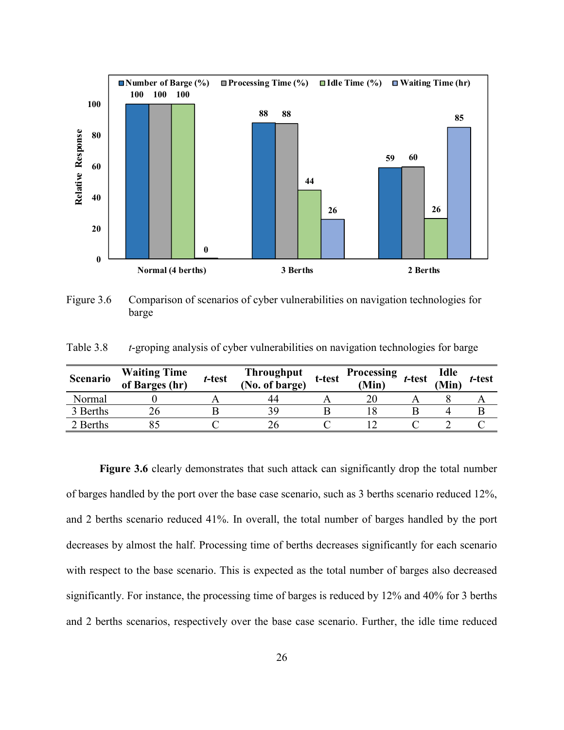Figure 3.6 Comparison of scenarios of cyber vulnerabilities on navigation technologies for barge

Table 3.8 *t*-groping analysis of cyber vulnerabilities on navigation technologies for barge

| Scenario | Waiting Time of Barges (hr) | *t*-test | Throughput (No. of barge) | t-test | Processing (Min) | *t*-test | Idle (Min) | *t*-test |
|---|---|---|---|---|---|---|---|---|
| Normal | 0 | A | 44 | A | 20 | A | 8 | A |
| 3 Berths | 26 | B | 39 | B | 18 | B | 4 | B |
| 2 Berths | 85 | C | 26 | C | 12 | C | 2 | C |

**Figure 3.6** clearly demonstrates that such attack can significantly drop the total number of barges handled by the port over the base case scenario, such as 3 berths scenario reduced 12%, and 2 berths scenario reduced 41%. In overall, the total number of barges handled by the port decreases by almost the half. Processing time of berths decreases significantly for each scenario with respect to the base scenario. This is expected as the total number of barges also decreased significantly. For instance, the processing time of barges is reduced by 12% and 40% for 3 berths and 2 berths scenarios, respectively over the base case scenario. Further, the idle time reduced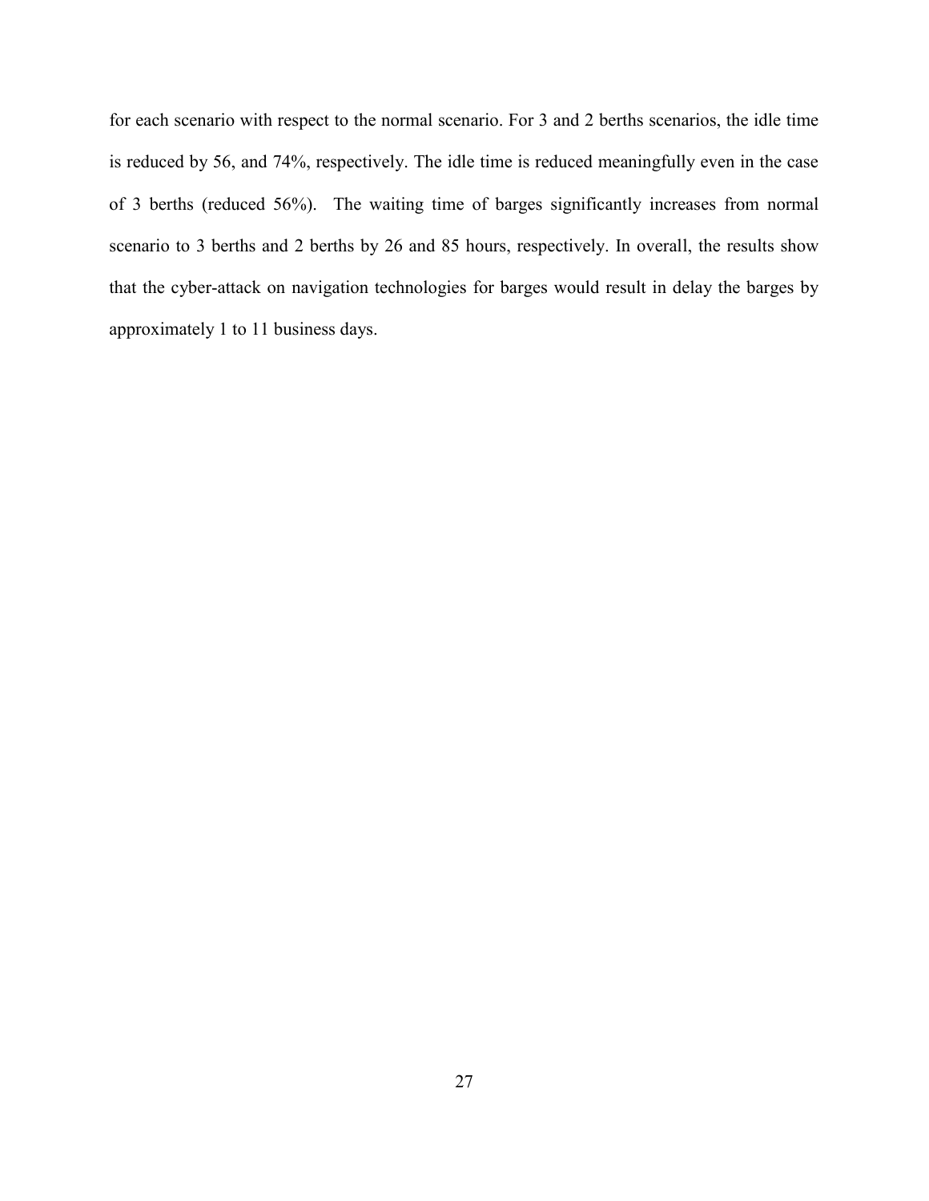for each scenario with respect to the normal scenario. For 3 and 2 berths scenarios, the idle time is reduced by 56, and 74%, respectively. The idle time is reduced meaningfully even in the case of 3 berths (reduced 56%). The waiting time of barges significantly increases from normal scenario to 3 berths and 2 berths by 26 and 85 hours, respectively. In overall, the results show that the cyber-attack on navigation technologies for barges would result in delay the barges by approximately 1 to 11 business days.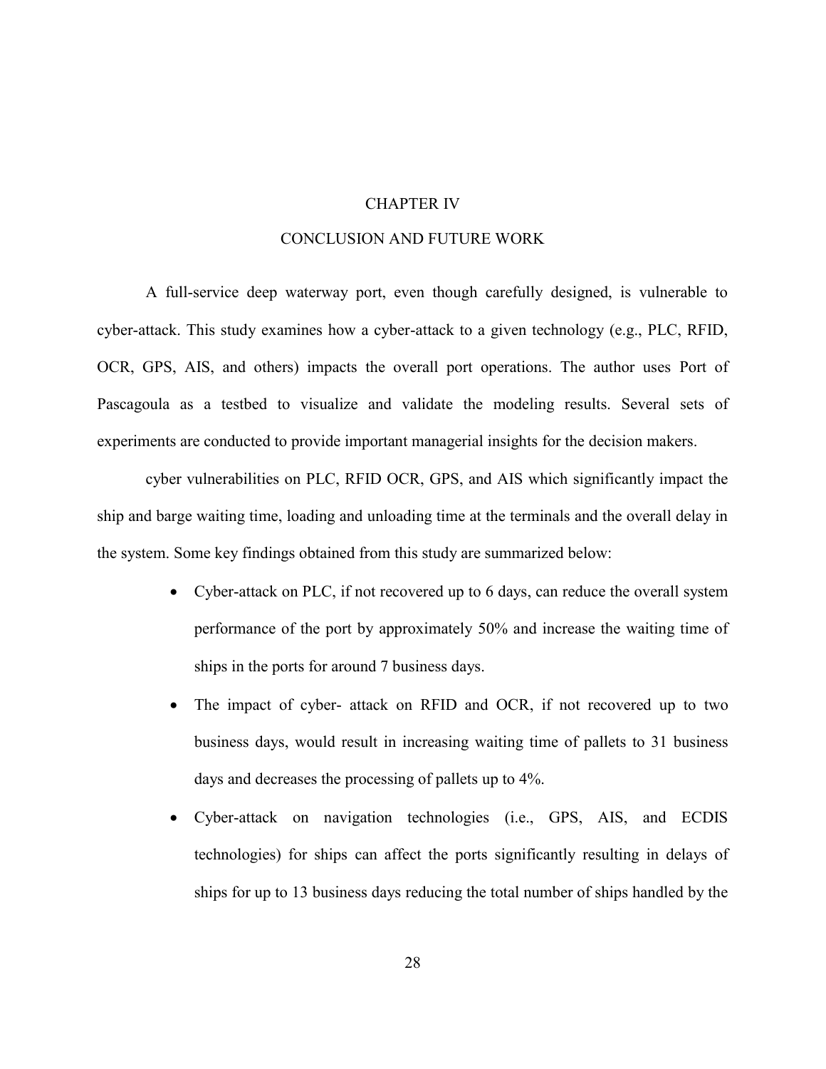# CHAPTER IV

# CONCLUSION AND FUTURE WORK

A full-service deep waterway port, even though carefully designed, is vulnerable to cyber-attack. This study examines how a cyber-attack to a given technology (e.g., PLC, RFID, OCR, GPS, AIS, and others) impacts the overall port operations. The author uses Port of Pascagoula as a testbed to visualize and validate the modeling results. Several sets of experiments are conducted to provide important managerial insights for the decision makers.

cyber vulnerabilities on PLC, RFID OCR, GPS, and AIS which significantly impact the ship and barge waiting time, loading and unloading time at the terminals and the overall delay in the system. Some key findings obtained from this study are summarized below:

- Cyber-attack on PLC, if not recovered up to 6 days, can reduce the overall system performance of the port by approximately 50% and increase the waiting time of ships in the ports for around 7 business days.
- The impact of cyber- attack on RFID and OCR, if not recovered up to two business days, would result in increasing waiting time of pallets to 31 business days and decreases the processing of pallets up to 4%.
- Cyber-attack on navigation technologies (i.e., GPS, AIS, and ECDIS technologies) for ships can affect the ports significantly resulting in delays of ships for up to 13 business days reducing the total number of ships handled by the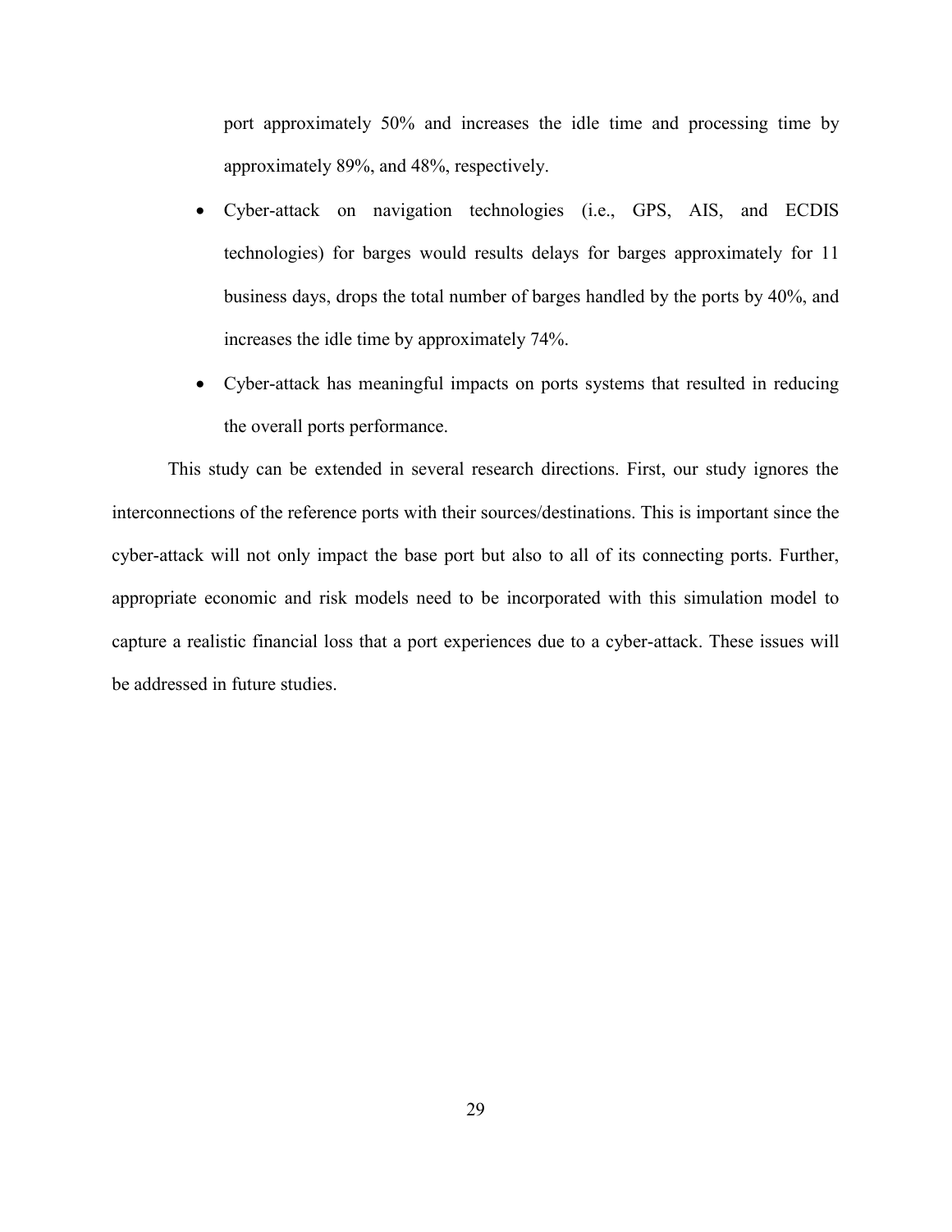port approximately 50% and increases the idle time and processing time by approximately 89%, and 48%, respectively.

- Cyber-attack on navigation technologies (i.e., GPS, AIS, and ECDIS technologies) for barges would results delays for barges approximately for 11 business days, drops the total number of barges handled by the ports by 40%, and increases the idle time by approximately 74%.
- Cyber-attack has meaningful impacts on ports systems that resulted in reducing the overall ports performance.

This study can be extended in several research directions. First, our study ignores the interconnections of the reference ports with their sources/destinations. This is important since the cyber-attack will not only impact the base port but also to all of its connecting ports. Further, appropriate economic and risk models need to be incorporated with this simulation model to capture a realistic financial loss that a port experiences due to a cyber-attack. These issues will be addressed in future studies.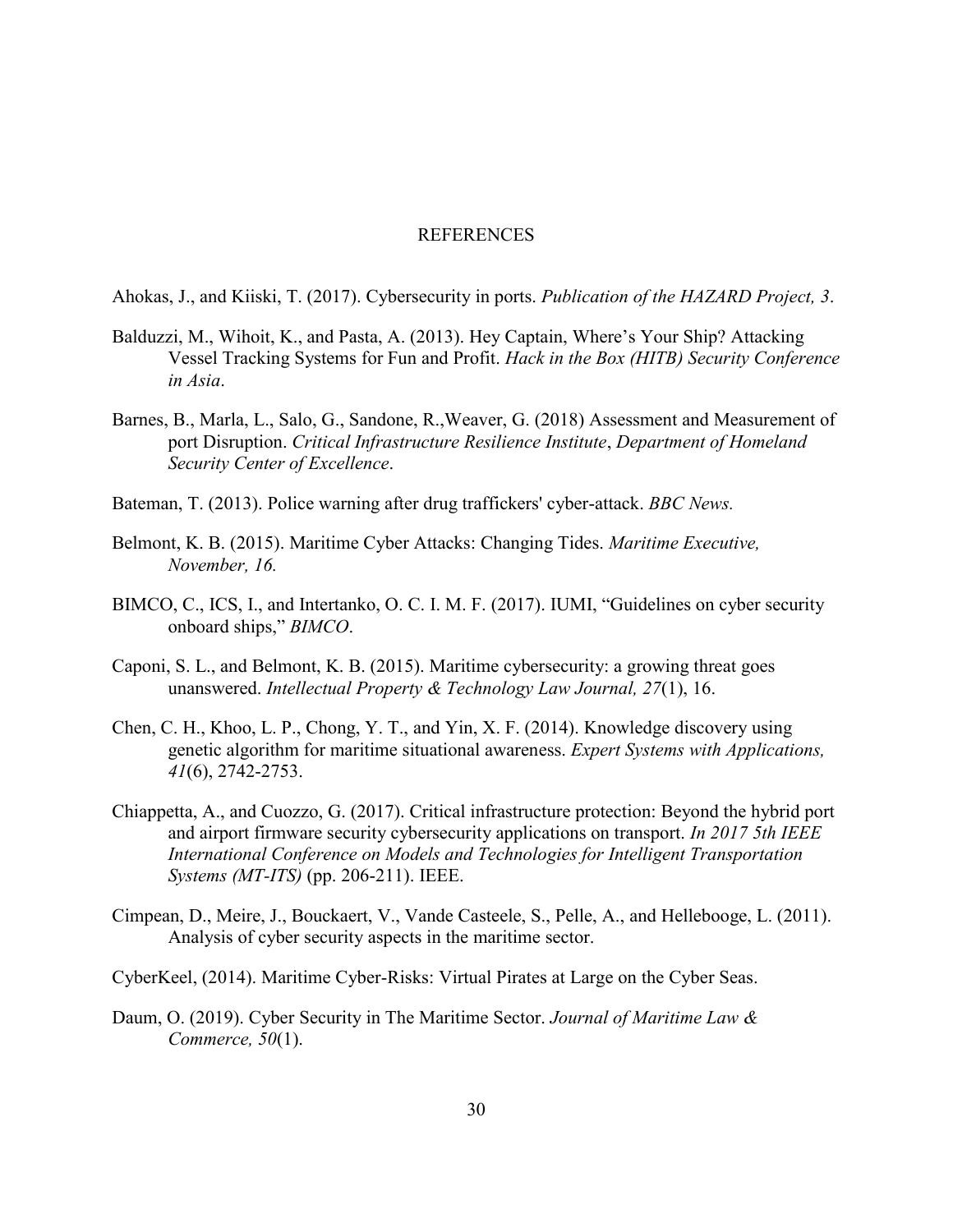# REFERENCES

Ahokas, J., and Kiiski, T. (2017). Cybersecurity in ports. *Publication of the HAZARD Project, 3*.

Balduzzi, M., Wihoit, K., and Pasta, A. (2013). Hey Captain, Where's Your Ship? Attacking Vessel Tracking Systems for Fun and Profit. *Hack in the Box (HITB) Security Conference in Asia*.

Barnes, B., Marla, L., Salo, G., Sandone, R.,Weaver, G. (2018) Assessment and Measurement of port Disruption. *Critical Infrastructure Resilience Institute*, *Department of Homeland Security Center of Excellence*.

Bateman, T. (2013). Police warning after drug traffickers' cyber-attack. *BBC News.*

Belmont, K. B. (2015). Maritime Cyber Attacks: Changing Tides. *Maritime Executive, November, 16.*

BIMCO, C., ICS, I., and Intertanko, O. C. I. M. F. (2017). IUMI, "Guidelines on cyber security onboard ships," *BIMCO*.

Caponi, S. L., and Belmont, K. B. (2015). Maritime cybersecurity: a growing threat goes unanswered. *Intellectual Property & Technology Law Journal, 27*(1), 16.

Chen, C. H., Khoo, L. P., Chong, Y. T., and Yin, X. F. (2014). Knowledge discovery using genetic algorithm for maritime situational awareness. *Expert Systems with Applications, 41*(6), 2742-2753.

Chiappetta, A., and Cuozzo, G. (2017). Critical infrastructure protection: Beyond the hybrid port and airport firmware security cybersecurity applications on transport. *In 2017 5th IEEE International Conference on Models and Technologies for Intelligent Transportation Systems (MT-ITS)* (pp. 206-211). IEEE.

Cimpean, D., Meire, J., Bouckaert, V., Vande Casteele, S., Pelle, A., and Hellebooge, L. (2011). Analysis of cyber security aspects in the maritime sector.

CyberKeel, (2014). Maritime Cyber-Risks: Virtual Pirates at Large on the Cyber Seas.

Daum, O. (2019). Cyber Security in The Maritime Sector. *Journal of Maritime Law & Commerce, 50*(1).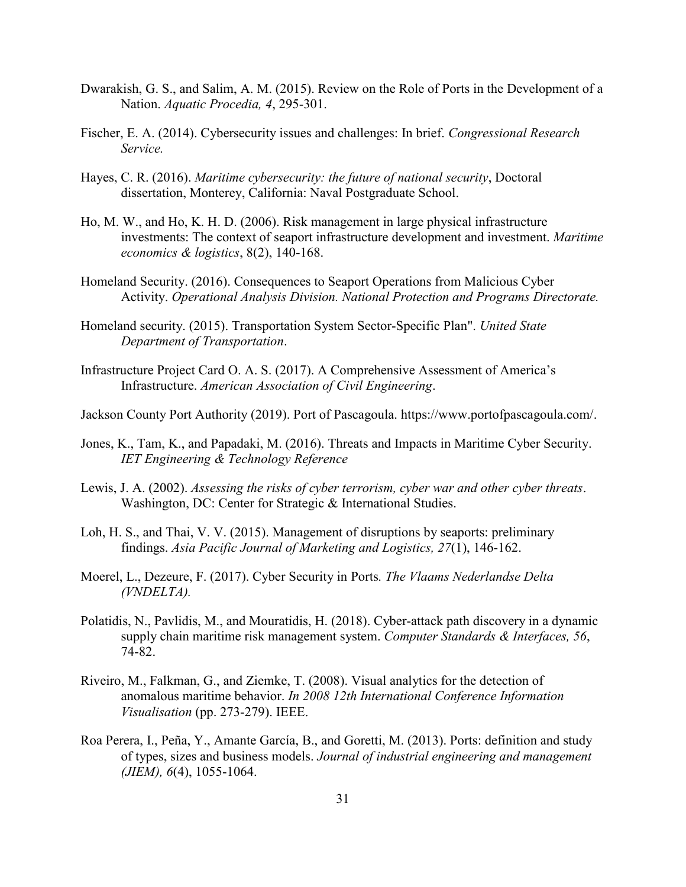Dwarakish, G. S., and Salim, A. M. (2015). Review on the Role of Ports in the Development of a Nation. *Aquatic Procedia, 4*, 295-301.

Fischer, E. A. (2014). Cybersecurity issues and challenges: In brief. *Congressional Research Service.*

Hayes, C. R. (2016). *Maritime cybersecurity: the future of national security*, Doctoral dissertation, Monterey, California: Naval Postgraduate School.

Ho, M. W., and Ho, K. H. D. (2006). Risk management in large physical infrastructure investments: The context of seaport infrastructure development and investment. *Maritime economics & logistics*, 8(2), 140-168.

Homeland Security. (2016). Consequences to Seaport Operations from Malicious Cyber Activity. *Operational Analysis Division. National Protection and Programs Directorate.*

Homeland security. (2015). Transportation System Sector-Specific Plan". *United State Department of Transportation*.

Infrastructure Project Card O. A. S. (2017). A Comprehensive Assessment of America's Infrastructure. *American Association of Civil Engineering*.

Jackson County Port Authority (2019). Port of Pascagoula. https://www.portofpascagoula.com/.

Jones, K., Tam, K., and Papadaki, M. (2016). Threats and Impacts in Maritime Cyber Security. *IET Engineering & Technology Reference*

Lewis, J. A. (2002). *Assessing the risks of cyber terrorism, cyber war and other cyber threats*. Washington, DC: Center for Strategic & International Studies.

Loh, H. S., and Thai, V. V. (2015). Management of disruptions by seaports: preliminary findings. *Asia Pacific Journal of Marketing and Logistics, 27*(1), 146-162.

Moerel, L., Dezeure, F. (2017). Cyber Security in Ports*. The Vlaams Nederlandse Delta (VNDELTA).*

Polatidis, N., Pavlidis, M., and Mouratidis, H. (2018). Cyber-attack path discovery in a dynamic supply chain maritime risk management system. *Computer Standards & Interfaces, 56*, 74-82.

Riveiro, M., Falkman, G., and Ziemke, T. (2008). Visual analytics for the detection of anomalous maritime behavior. *In 2008 12th International Conference Information Visualisation* (pp. 273-279). IEEE.

Roa Perera, I., Peña, Y., Amante García, B., and Goretti, M. (2013). Ports: definition and study of types, sizes and business models. *Journal of industrial engineering and management (JIEM), 6*(4), 1055-1064.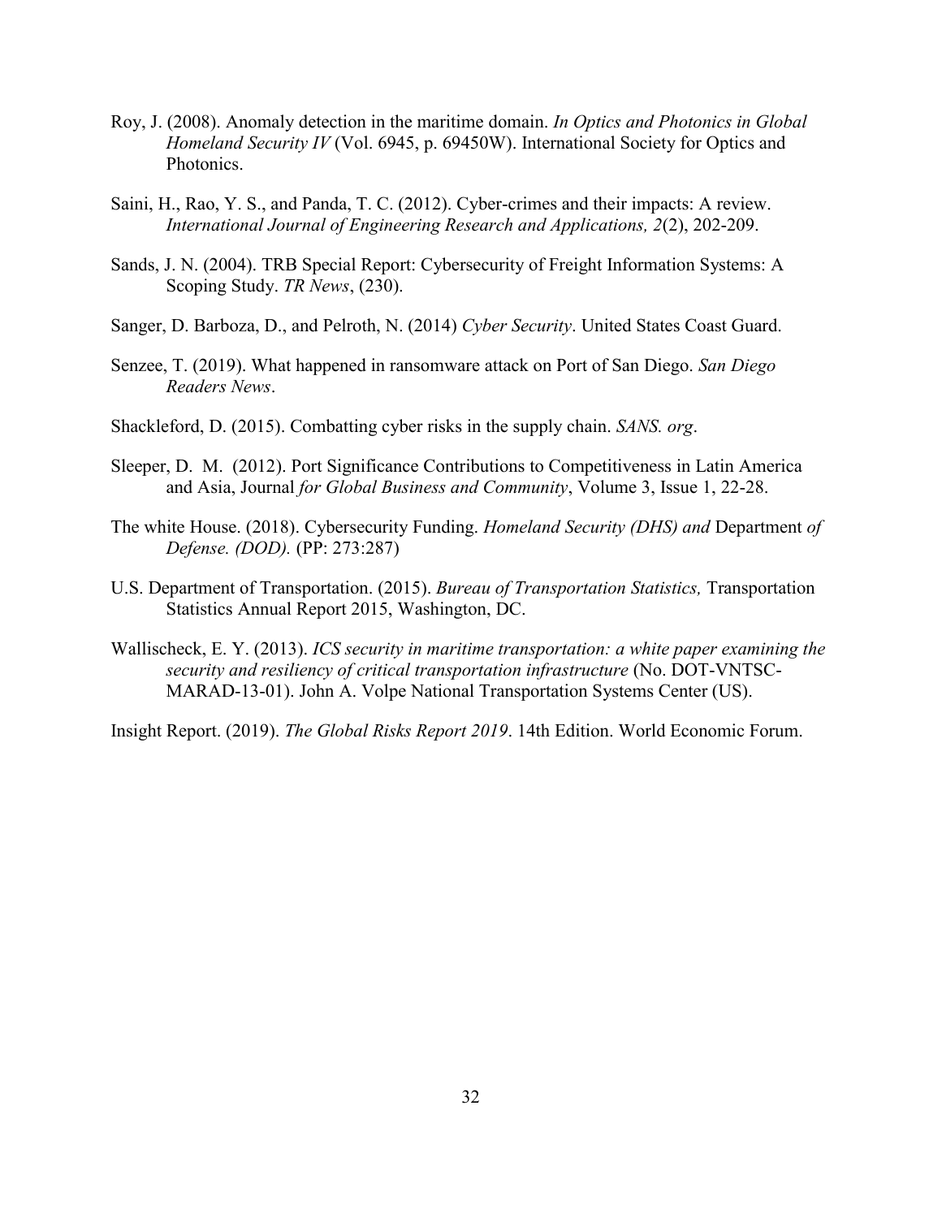Roy, J. (2008). Anomaly detection in the maritime domain. *In Optics and Photonics in Global Homeland Security IV* (Vol. 6945, p. 69450W). International Society for Optics and Photonics.

Saini, H., Rao, Y. S., and Panda, T. C. (2012). Cyber-crimes and their impacts: A review. *International Journal of Engineering Research and Applications, 2*(2), 202-209.

Sands, J. N. (2004). TRB Special Report: Cybersecurity of Freight Information Systems: A Scoping Study. *TR News*, (230).

Sanger, D. Barboza, D., and Pelroth, N. (2014) *Cyber Security*. United States Coast Guard.

Senzee, T. (2019). What happened in ransomware attack on Port of San Diego. *San Diego Readers News*.

Shackleford, D. (2015). Combatting cyber risks in the supply chain. *SANS. org*.

Sleeper, D. M. (2012). Port Significance Contributions to Competitiveness in Latin America and Asia, Journal *for Global Business and Community*, Volume 3, Issue 1, 22-28.

The white House. (2018). Cybersecurity Funding. *Homeland Security (DHS) and* Department *of Defense. (DOD).* (PP: 273:287)

U.S. Department of Transportation. (2015). *Bureau of Transportation Statistics,* Transportation Statistics Annual Report 2015, Washington, DC.

Wallischeck, E. Y. (2013). *ICS security in maritime transportation: a white paper examining the security and resiliency of critical transportation infrastructure* (No. DOT-VNTSC-MARAD-13-01). John A. Volpe National Transportation Systems Center (US).

Insight Report. (2019). *The Global Risks Report 2019*. 14th Edition. World Economic Forum.